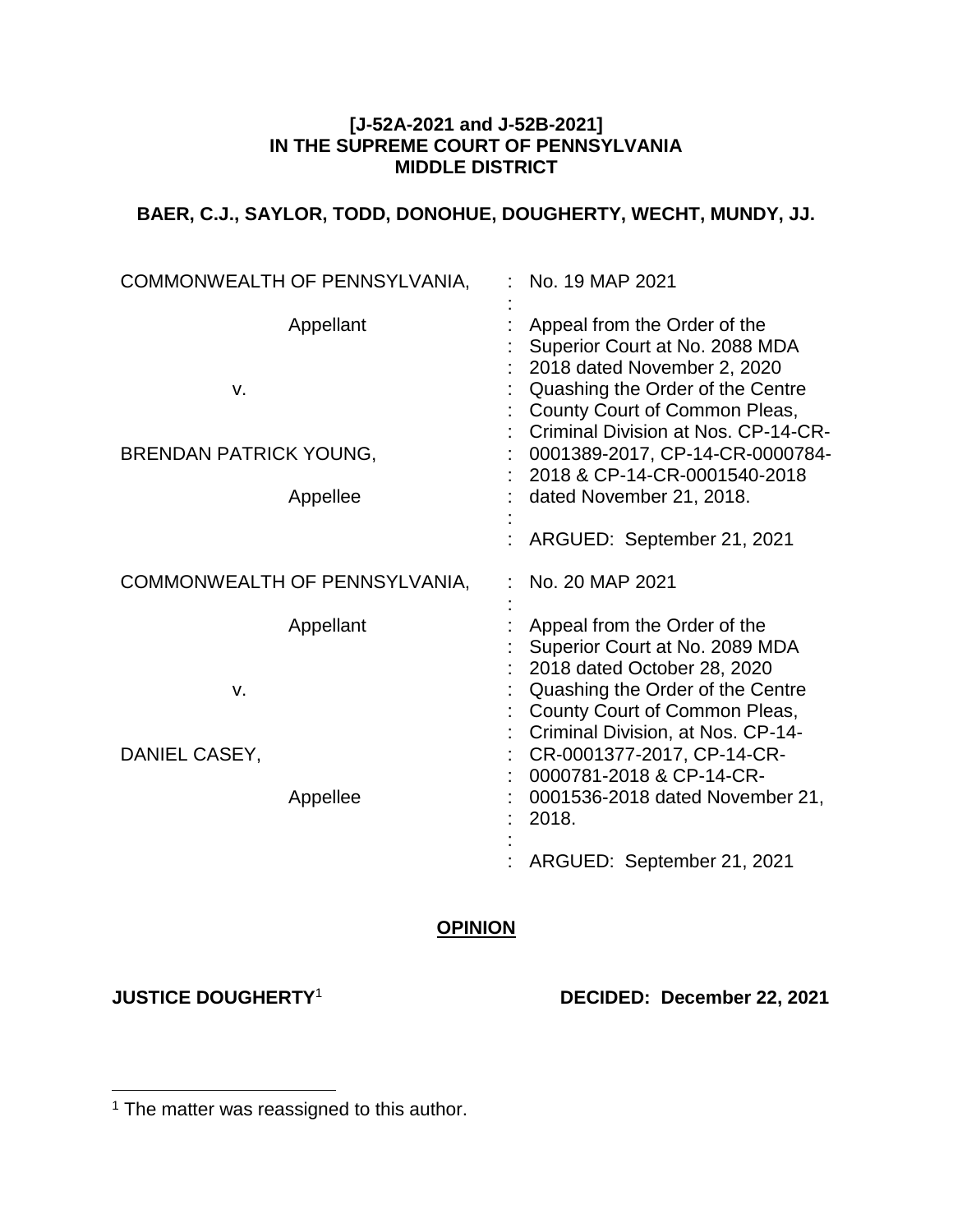**[J-52A-2021 and J-52B-2021]**
**IN THE SUPREME COURT OF PENNSYLVANIA**
**MIDDLE DISTRICT**

**BAER, C.J., SAYLOR, TODD, DONOHUE, DOUGHERTY, WECHT, MUNDY, JJ.**

| | |
|---|---|
| COMMONWEALTH OF PENNSYLVANIA,<br><br>Appellant<br><br>v.<br><br>BRENDAN PATRICK YOUNG,<br><br>Appellee | No. 19 MAP 2021<br><br>Appeal from the Order of the Superior Court at No. 2088 MDA 2018 dated November 2, 2020 Quashing the Order of the Centre County Court of Common Pleas, Criminal Division at Nos. CP-14-CR-0001389-2017, CP-14-CR-0000784-2018 & CP-14-CR-0001540-2018 dated November 21, 2018.<br><br>ARGUED: September 21, 2021 |
| COMMONWEALTH OF PENNSYLVANIA,<br><br>Appellant<br><br>v.<br><br>DANIEL CASEY,<br><br>Appellee | No. 20 MAP 2021<br><br>Appeal from the Order of the Superior Court at No. 2089 MDA 2018 dated October 28, 2020 Quashing the Order of the Centre County Court of Common Pleas, Criminal Division, at Nos. CP-14-CR-0001377-2017, CP-14-CR-0000781-2018 & CP-14-CR-0001536-2018 dated November 21, 2018.<br><br>ARGUED: September 21, 2021 |

**OPINION**

**JUSTICE DOUGHERTY**[1] **DECIDED: December 22, 2021**

[1] The matter was reassigned to this author.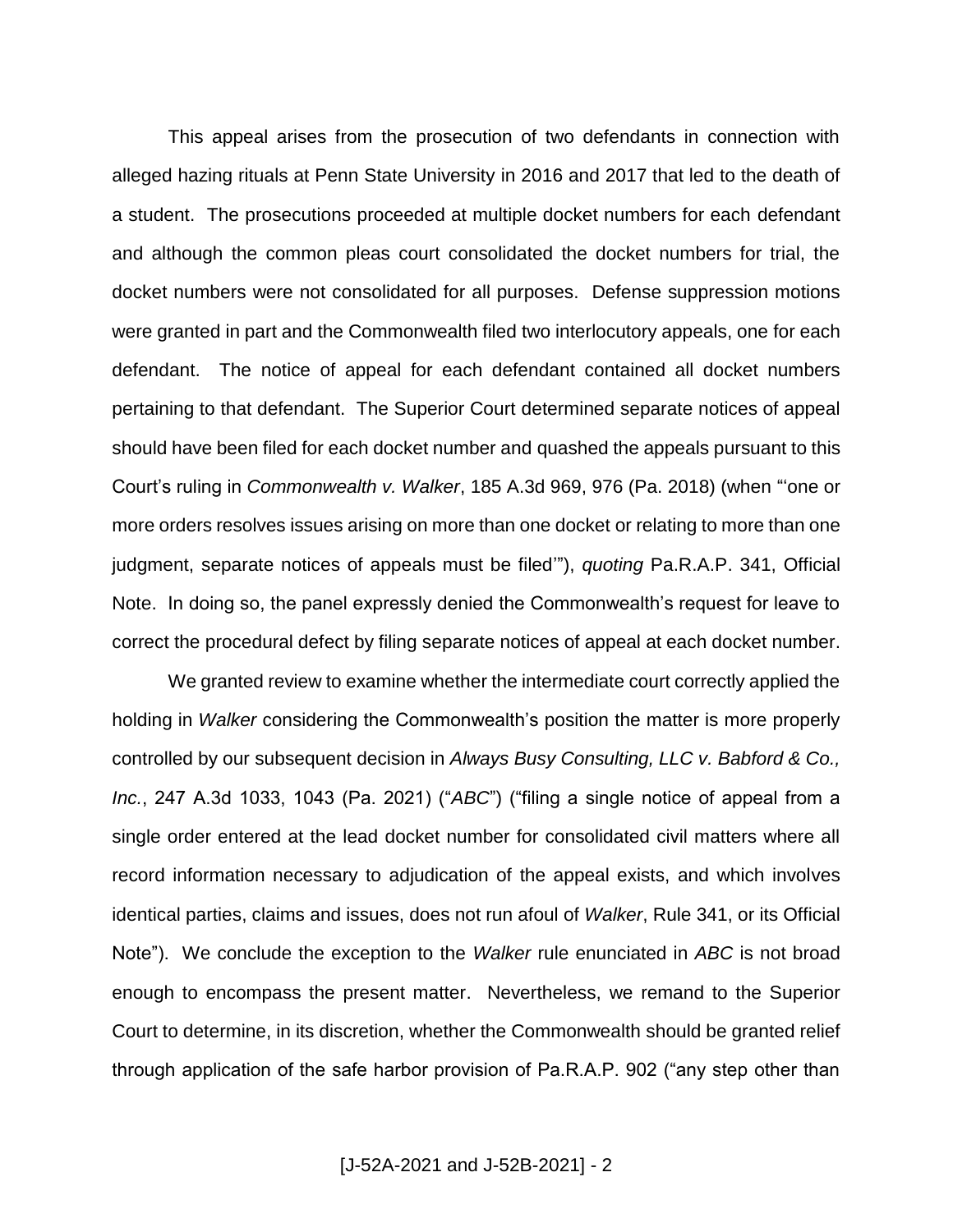This appeal arises from the prosecution of two defendants in connection with alleged hazing rituals at Penn State University in 2016 and 2017 that led to the death of a student. The prosecutions proceeded at multiple docket numbers for each defendant and although the common pleas court consolidated the docket numbers for trial, the docket numbers were not consolidated for all purposes. Defense suppression motions were granted in part and the Commonwealth filed two interlocutory appeals, one for each defendant. The notice of appeal for each defendant contained all docket numbers pertaining to that defendant. The Superior Court determined separate notices of appeal should have been filed for each docket number and quashed the appeals pursuant to this Court's ruling in *Commonwealth v. Walker*, 185 A.3d 969, 976 (Pa. 2018) (when "'one or more orders resolves issues arising on more than one docket or relating to more than one judgment, separate notices of appeals must be filed'"), *quoting* Pa.R.A.P. 341, Official Note. In doing so, the panel expressly denied the Commonwealth's request for leave to correct the procedural defect by filing separate notices of appeal at each docket number.

We granted review to examine whether the intermediate court correctly applied the holding in *Walker* considering the Commonwealth's position the matter is more properly controlled by our subsequent decision in *Always Busy Consulting, LLC v. Babford & Co., Inc.*, 247 A.3d 1033, 1043 (Pa. 2021) ("*ABC*") ("filing a single notice of appeal from a single order entered at the lead docket number for consolidated civil matters where all record information necessary to adjudication of the appeal exists, and which involves identical parties, claims and issues, does not run afoul of *Walker*, Rule 341, or its Official Note"). We conclude the exception to the *Walker* rule enunciated in *ABC* is not broad enough to encompass the present matter. Nevertheless, we remand to the Superior Court to determine, in its discretion, whether the Commonwealth should be granted relief through application of the safe harbor provision of Pa.R.A.P. 902 ("any step other than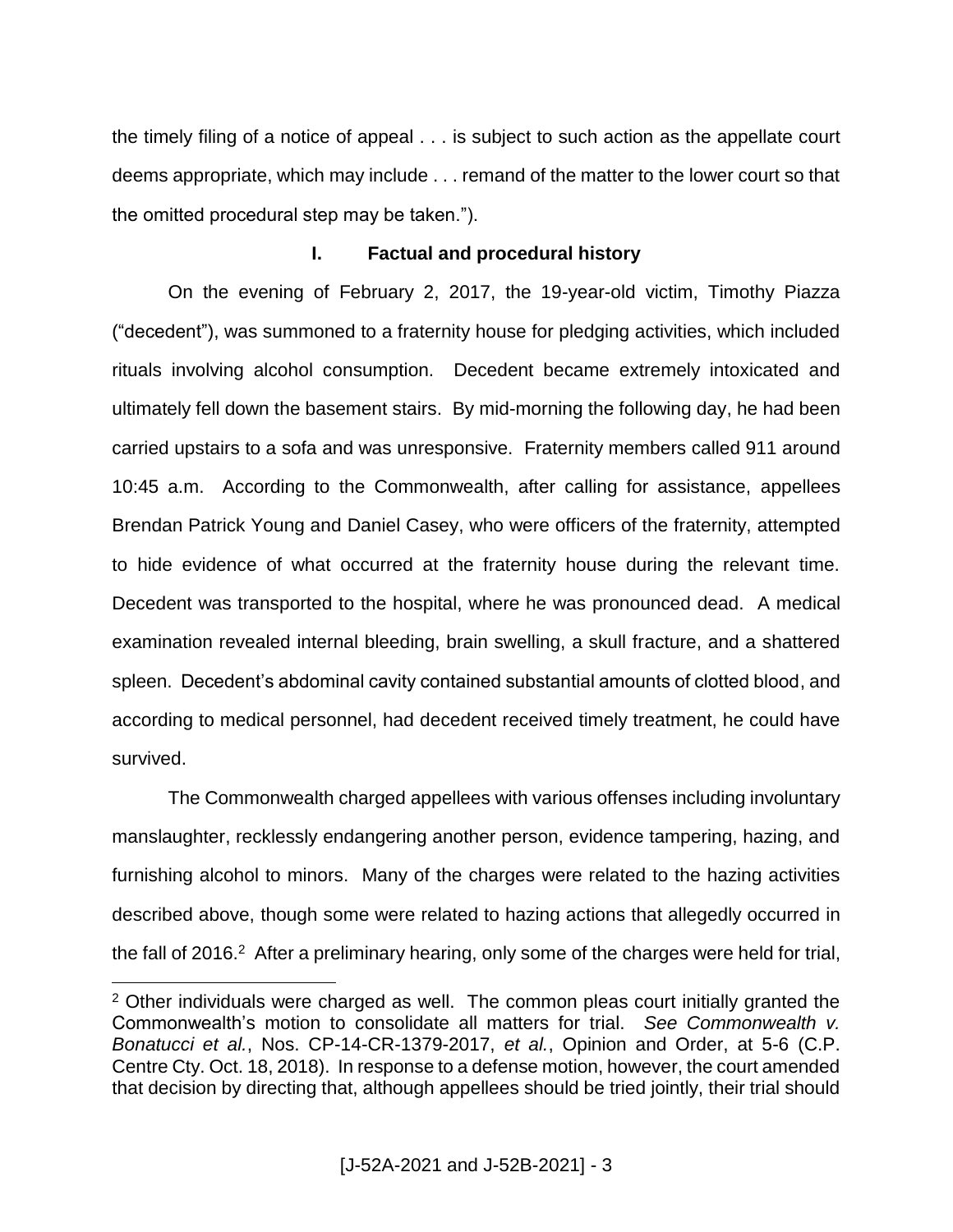the timely filing of a notice of appeal . . . is subject to such action as the appellate court deems appropriate, which may include . . . remand of the matter to the lower court so that the omitted procedural step may be taken.").

## I. Factual and procedural history

On the evening of February 2, 2017, the 19-year-old victim, Timothy Piazza ("decedent"), was summoned to a fraternity house for pledging activities, which included rituals involving alcohol consumption. Decedent became extremely intoxicated and ultimately fell down the basement stairs. By mid-morning the following day, he had been carried upstairs to a sofa and was unresponsive. Fraternity members called 911 around 10:45 a.m. According to the Commonwealth, after calling for assistance, appellees Brendan Patrick Young and Daniel Casey, who were officers of the fraternity, attempted to hide evidence of what occurred at the fraternity house during the relevant time. Decedent was transported to the hospital, where he was pronounced dead. A medical examination revealed internal bleeding, brain swelling, a skull fracture, and a shattered spleen. Decedent's abdominal cavity contained substantial amounts of clotted blood, and according to medical personnel, had decedent received timely treatment, he could have survived.

The Commonwealth charged appellees with various offenses including involuntary manslaughter, recklessly endangering another person, evidence tampering, hazing, and furnishing alcohol to minors. Many of the charges were related to the hazing activities described above, though some were related to hazing actions that allegedly occurred in the fall of 2016.[2] After a preliminary hearing, only some of the charges were held for trial,

[2] Other individuals were charged as well. The common pleas court initially granted the Commonwealth's motion to consolidate all matters for trial. *See Commonwealth v. Bonatucci et al.*, Nos. CP-14-CR-1379-2017, *et al.*, Opinion and Order, at 5-6 (C.P. Centre Cty. Oct. 18, 2018). In response to a defense motion, however, the court amended that decision by directing that, although appellees should be tried jointly, their trial should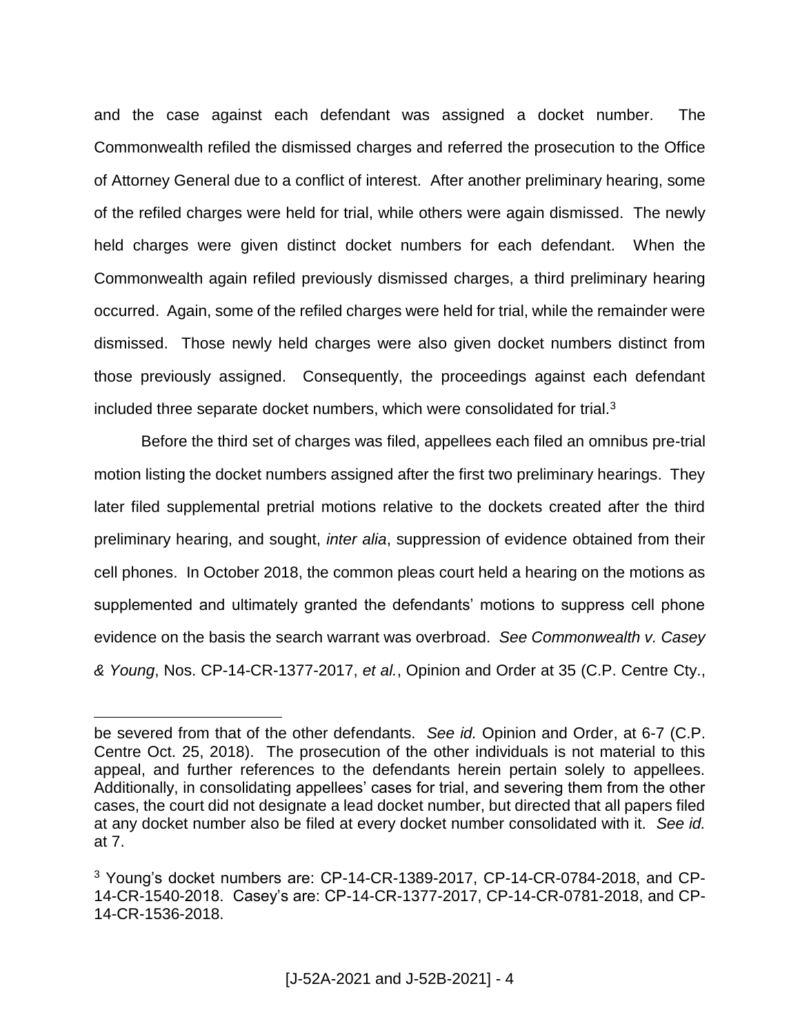and the case against each defendant was assigned a docket number. The Commonwealth refiled the dismissed charges and referred the prosecution to the Office of Attorney General due to a conflict of interest. After another preliminary hearing, some of the refiled charges were held for trial, while others were again dismissed. The newly held charges were given distinct docket numbers for each defendant. When the Commonwealth again refiled previously dismissed charges, a third preliminary hearing occurred. Again, some of the refiled charges were held for trial, while the remainder were dismissed. Those newly held charges were also given docket numbers distinct from those previously assigned. Consequently, the proceedings against each defendant included three separate docket numbers, which were consolidated for trial.[3]

Before the third set of charges was filed, appellees each filed an omnibus pre-trial motion listing the docket numbers assigned after the first two preliminary hearings. They later filed supplemental pretrial motions relative to the dockets created after the third preliminary hearing, and sought, *inter alia*, suppression of evidence obtained from their cell phones. In October 2018, the common pleas court held a hearing on the motions as supplemented and ultimately granted the defendants' motions to suppress cell phone evidence on the basis the search warrant was overbroad. *See Commonwealth v. Casey & Young*, Nos. CP-14-CR-1377-2017, *et al.*, Opinion and Order at 35 (C.P. Centre Cty.,

---

be severed from that of the other defendants. *See id.* Opinion and Order, at 6-7 (C.P. Centre Oct. 25, 2018). The prosecution of the other individuals is not material to this appeal, and further references to the defendants herein pertain solely to appellees. Additionally, in consolidating appellees' cases for trial, and severing them from the other cases, the court did not designate a lead docket number, but directed that all papers filed at any docket number also be filed at every docket number consolidated with it. *See id.* at 7.

[3] Young's docket numbers are: CP-14-CR-1389-2017, CP-14-CR-0784-2018, and CP-14-CR-1540-2018. Casey's are: CP-14-CR-1377-2017, CP-14-CR-0781-2018, and CP-14-CR-1536-2018.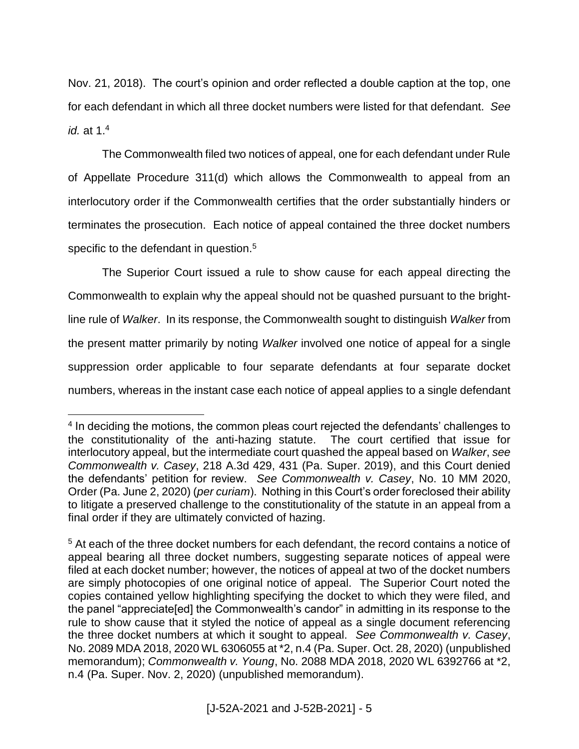Nov. 21, 2018). The court's opinion and order reflected a double caption at the top, one for each defendant in which all three docket numbers were listed for that defendant. *See id.* at 1.[4]

The Commonwealth filed two notices of appeal, one for each defendant under Rule of Appellate Procedure 311(d) which allows the Commonwealth to appeal from an interlocutory order if the Commonwealth certifies that the order substantially hinders or terminates the prosecution. Each notice of appeal contained the three docket numbers specific to the defendant in question.[5]

The Superior Court issued a rule to show cause for each appeal directing the Commonwealth to explain why the appeal should not be quashed pursuant to the bright-line rule of *Walker*. In its response, the Commonwealth sought to distinguish *Walker* from the present matter primarily by noting *Walker* involved one notice of appeal for a single suppression order applicable to four separate defendants at four separate docket numbers, whereas in the instant case each notice of appeal applies to a single defendant

---

[4] In deciding the motions, the common pleas court rejected the defendants' challenges to the constitutionality of the anti-hazing statute. The court certified that issue for interlocutory appeal, but the intermediate court quashed the appeal based on *Walker*, *see Commonwealth v. Casey*, 218 A.3d 429, 431 (Pa. Super. 2019), and this Court denied the defendants' petition for review. *See Commonwealth v. Casey*, No. 10 MM 2020, Order (Pa. June 2, 2020) (*per curiam*). Nothing in this Court's order foreclosed their ability to litigate a preserved challenge to the constitutionality of the statute in an appeal from a final order if they are ultimately convicted of hazing.

[5] At each of the three docket numbers for each defendant, the record contains a notice of appeal bearing all three docket numbers, suggesting separate notices of appeal were filed at each docket number; however, the notices of appeal at two of the docket numbers are simply photocopies of one original notice of appeal. The Superior Court noted the copies contained yellow highlighting specifying the docket to which they were filed, and the panel "appreciate[ed] the Commonwealth's candor" in admitting in its response to the rule to show cause that it styled the notice of appeal as a single document referencing the three docket numbers at which it sought to appeal. *See Commonwealth v. Casey*, No. 2089 MDA 2018, 2020 WL 6306055 at *2, n.4 (Pa. Super. Oct. 28, 2020) (unpublished memorandum); *Commonwealth v. Young*, No. 2088 MDA 2018, 2020 WL 6392766 at *2, n.4 (Pa. Super. Nov. 2, 2020) (unpublished memorandum).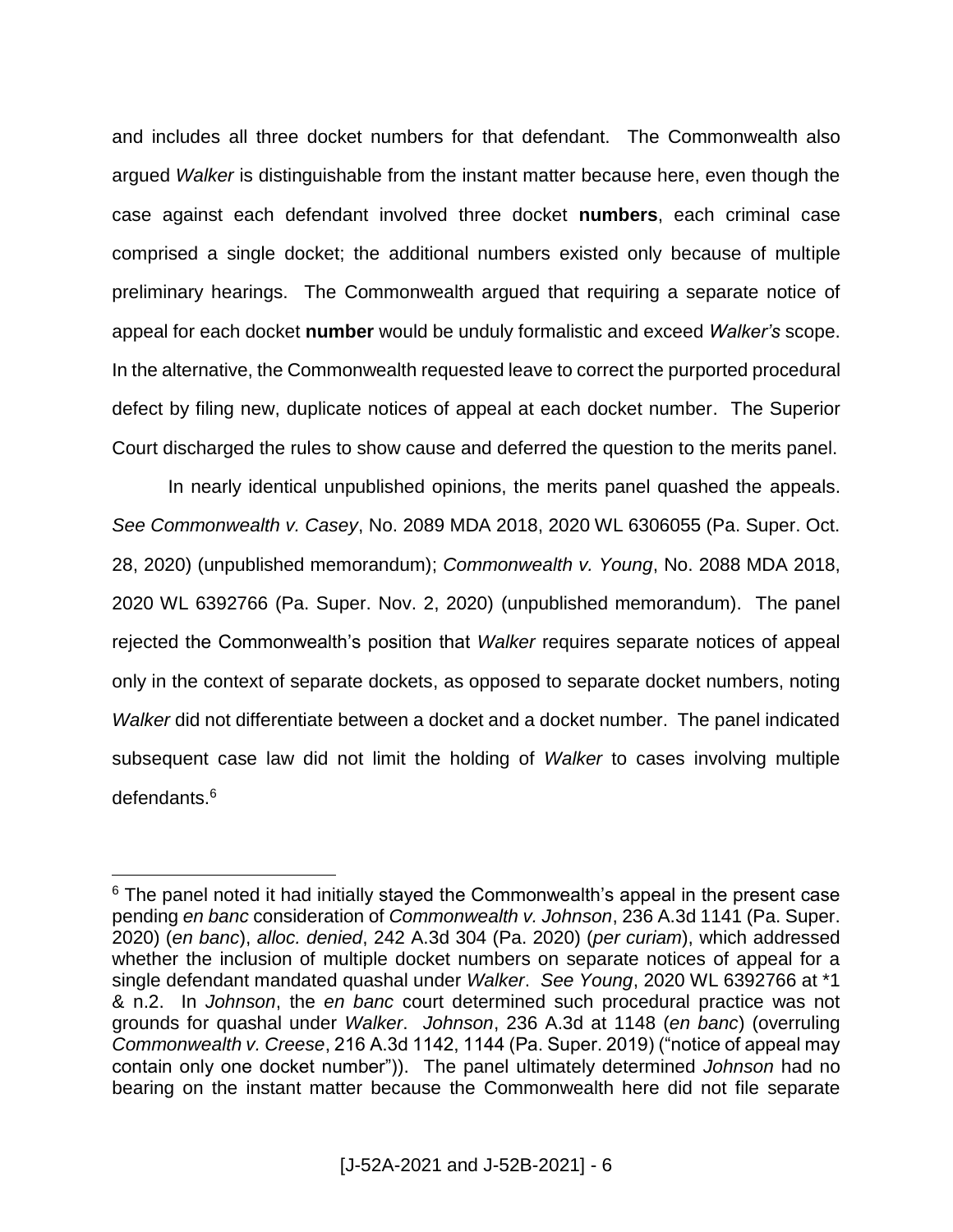and includes all three docket numbers for that defendant. The Commonwealth also argued *Walker* is distinguishable from the instant matter because here, even though the case against each defendant involved three docket **numbers**, each criminal case comprised a single docket; the additional numbers existed only because of multiple preliminary hearings. The Commonwealth argued that requiring a separate notice of appeal for each docket **number** would be unduly formalistic and exceed *Walker's* scope. In the alternative, the Commonwealth requested leave to correct the purported procedural defect by filing new, duplicate notices of appeal at each docket number. The Superior Court discharged the rules to show cause and deferred the question to the merits panel.

In nearly identical unpublished opinions, the merits panel quashed the appeals. *See Commonwealth v. Casey*, No. 2089 MDA 2018, 2020 WL 6306055 (Pa. Super. Oct. 28, 2020) (unpublished memorandum); *Commonwealth v. Young*, No. 2088 MDA 2018, 2020 WL 6392766 (Pa. Super. Nov. 2, 2020) (unpublished memorandum). The panel rejected the Commonwealth's position that *Walker* requires separate notices of appeal only in the context of separate dockets, as opposed to separate docket numbers, noting *Walker* did not differentiate between a docket and a docket number. The panel indicated subsequent case law did not limit the holding of *Walker* to cases involving multiple defendants.[6]

---

[6] The panel noted it had initially stayed the Commonwealth's appeal in the present case pending *en banc* consideration of *Commonwealth v. Johnson*, 236 A.3d 1141 (Pa. Super. 2020) (*en banc*), *alloc. denied*, 242 A.3d 304 (Pa. 2020) (*per curiam*), which addressed whether the inclusion of multiple docket numbers on separate notices of appeal for a single defendant mandated quashal under *Walker*. *See Young*, 2020 WL 6392766 at \*1 & n.2. In *Johnson*, the *en banc* court determined such procedural practice was not grounds for quashal under *Walker*. *Johnson*, 236 A.3d at 1148 (*en banc*) (overruling *Commonwealth v. Creese*, 216 A.3d 1142, 1144 (Pa. Super. 2019) ("notice of appeal may contain only one docket number")). The panel ultimately determined *Johnson* had no bearing on the instant matter because the Commonwealth here did not file separate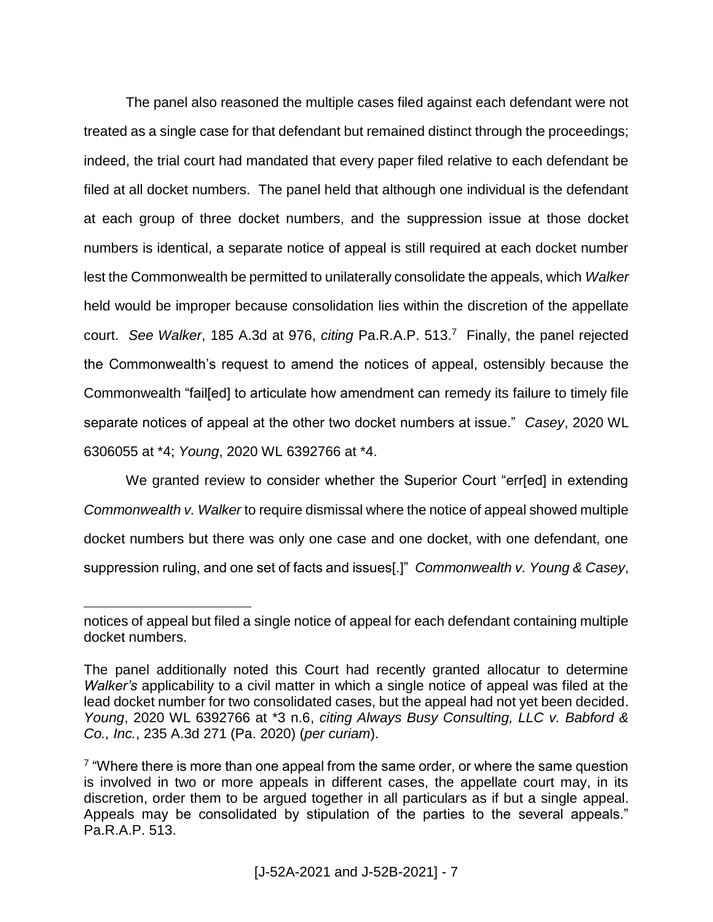The panel also reasoned the multiple cases filed against each defendant were not treated as a single case for that defendant but remained distinct through the proceedings; indeed, the trial court had mandated that every paper filed relative to each defendant be filed at all docket numbers. The panel held that although one individual is the defendant at each group of three docket numbers, and the suppression issue at those docket numbers is identical, a separate notice of appeal is still required at each docket number lest the Commonwealth be permitted to unilaterally consolidate the appeals, which *Walker* held would be improper because consolidation lies within the discretion of the appellate court. *See Walker*, 185 A.3d at 976, *citing* Pa.R.A.P. 513.[7] Finally, the panel rejected the Commonwealth's request to amend the notices of appeal, ostensibly because the Commonwealth "fail[ed] to articulate how amendment can remedy its failure to timely file separate notices of appeal at the other two docket numbers at issue." *Casey*, 2020 WL 6306055 at *4; *Young*, 2020 WL 6392766 at *4.

We granted review to consider whether the Superior Court "err[ed] in extending *Commonwealth v. Walker* to require dismissal where the notice of appeal showed multiple docket numbers but there was only one case and one docket, with one defendant, one suppression ruling, and one set of facts and issues[.]" *Commonwealth v. Young & Casey*,

---

notices of appeal but filed a single notice of appeal for each defendant containing multiple docket numbers.

The panel additionally noted this Court had recently granted allocatur to determine *Walker's* applicability to a civil matter in which a single notice of appeal was filed at the lead docket number for two consolidated cases, but the appeal had not yet been decided. *Young*, 2020 WL 6392766 at *3 n.6, *citing Always Busy Consulting, LLC v. Babford & Co., Inc.*, 235 A.3d 271 (Pa. 2020) (*per curiam*).

[7] "Where there is more than one appeal from the same order, or where the same question is involved in two or more appeals in different cases, the appellate court may, in its discretion, order them to be argued together in all particulars as if but a single appeal. Appeals may be consolidated by stipulation of the parties to the several appeals." Pa.R.A.P. 513.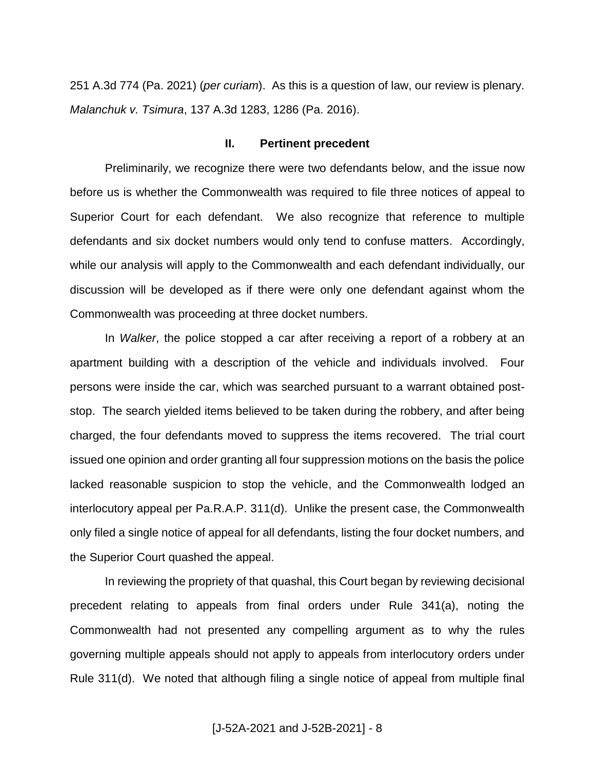251 A.3d 774 (Pa. 2021) (*per curiam*). As this is a question of law, our review is plenary. *Malanchuk v. Tsimura*, 137 A.3d 1283, 1286 (Pa. 2016).

## II. Pertinent precedent

Preliminarily, we recognize there were two defendants below, and the issue now before us is whether the Commonwealth was required to file three notices of appeal to Superior Court for each defendant. We also recognize that reference to multiple defendants and six docket numbers would only tend to confuse matters. Accordingly, while our analysis will apply to the Commonwealth and each defendant individually, our discussion will be developed as if there were only one defendant against whom the Commonwealth was proceeding at three docket numbers.

In *Walker*, the police stopped a car after receiving a report of a robbery at an apartment building with a description of the vehicle and individuals involved. Four persons were inside the car, which was searched pursuant to a warrant obtained post-stop. The search yielded items believed to be taken during the robbery, and after being charged, the four defendants moved to suppress the items recovered. The trial court issued one opinion and order granting all four suppression motions on the basis the police lacked reasonable suspicion to stop the vehicle, and the Commonwealth lodged an interlocutory appeal per Pa.R.A.P. 311(d). Unlike the present case, the Commonwealth only filed a single notice of appeal for all defendants, listing the four docket numbers, and the Superior Court quashed the appeal.

In reviewing the propriety of that quashal, this Court began by reviewing decisional precedent relating to appeals from final orders under Rule 341(a), noting the Commonwealth had not presented any compelling argument as to why the rules governing multiple appeals should not apply to appeals from interlocutory orders under Rule 311(d). We noted that although filing a single notice of appeal from multiple final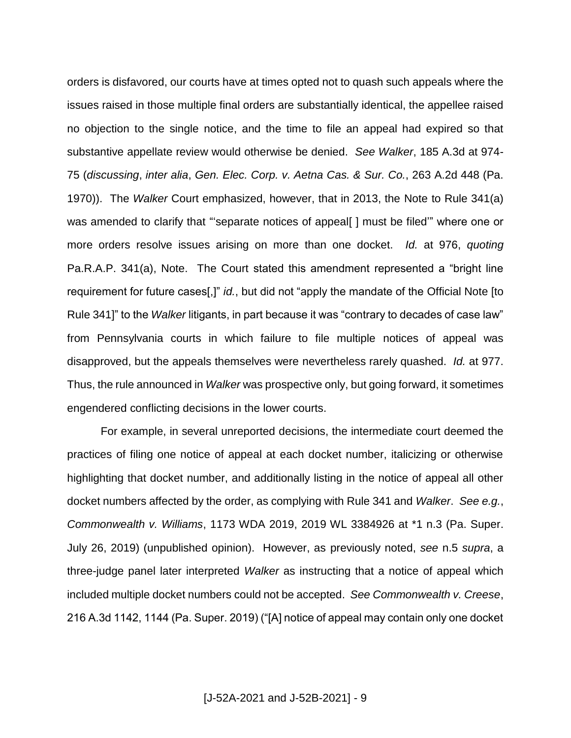orders is disfavored, our courts have at times opted not to quash such appeals where the issues raised in those multiple final orders are substantially identical, the appellee raised no objection to the single notice, and the time to file an appeal had expired so that substantive appellate review would otherwise be denied. *See Walker*, 185 A.3d at 974-75 (*discussing*, *inter alia*, *Gen. Elec. Corp. v. Aetna Cas. & Sur. Co.*, 263 A.2d 448 (Pa. 1970)). The *Walker* Court emphasized, however, that in 2013, the Note to Rule 341(a) was amended to clarify that "'separate notices of appeal[ ] must be filed'" where one or more orders resolve issues arising on more than one docket. *Id.* at 976, *quoting* Pa.R.A.P. 341(a), Note. The Court stated this amendment represented a "bright line requirement for future cases[,]" *id.*, but did not "apply the mandate of the Official Note [to Rule 341]" to the *Walker* litigants, in part because it was "contrary to decades of case law" from Pennsylvania courts in which failure to file multiple notices of appeal was disapproved, but the appeals themselves were nevertheless rarely quashed. *Id.* at 977. Thus, the rule announced in *Walker* was prospective only, but going forward, it sometimes engendered conflicting decisions in the lower courts.

For example, in several unreported decisions, the intermediate court deemed the practices of filing one notice of appeal at each docket number, italicizing or otherwise highlighting that docket number, and additionally listing in the notice of appeal all other docket numbers affected by the order, as complying with Rule 341 and *Walker*. *See e.g.*, *Commonwealth v. Williams*, 1173 WDA 2019, 2019 WL 3384926 at *1 n.3 (Pa. Super. July 26, 2019) (unpublished opinion). However, as previously noted, *see* n.5 *supra*, a three-judge panel later interpreted *Walker* as instructing that a notice of appeal which included multiple docket numbers could not be accepted. *See Commonwealth v. Creese*, 216 A.3d 1142, 1144 (Pa. Super. 2019) ("[A] notice of appeal may contain only one docket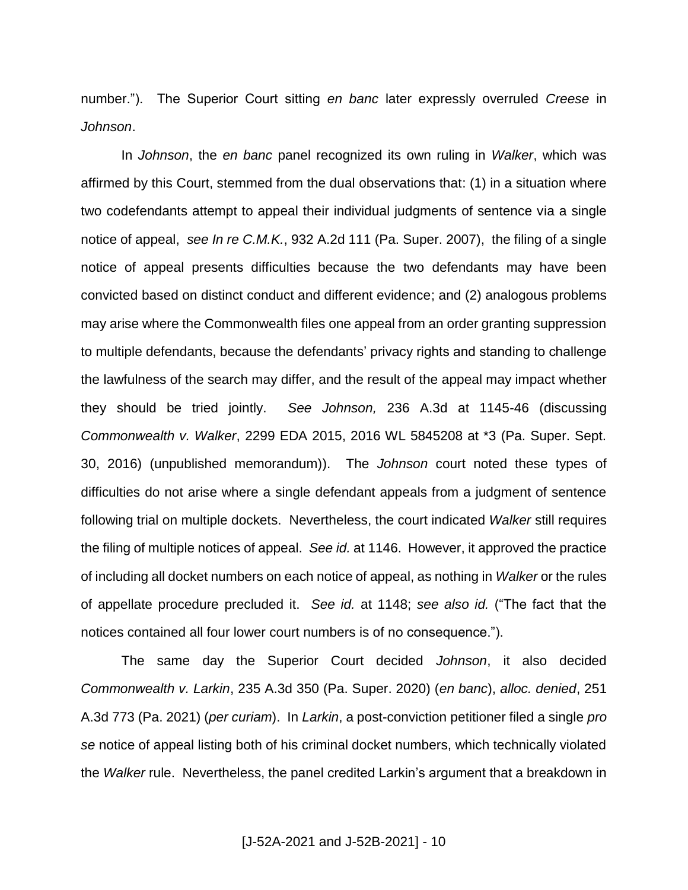number."). The Superior Court sitting *en banc* later expressly overruled *Creese* in *Johnson*.

In *Johnson*, the *en banc* panel recognized its own ruling in *Walker*, which was affirmed by this Court, stemmed from the dual observations that: (1) in a situation where two codefendants attempt to appeal their individual judgments of sentence via a single notice of appeal, *see In re C.M.K.*, 932 A.2d 111 (Pa. Super. 2007), the filing of a single notice of appeal presents difficulties because the two defendants may have been convicted based on distinct conduct and different evidence; and (2) analogous problems may arise where the Commonwealth files one appeal from an order granting suppression to multiple defendants, because the defendants' privacy rights and standing to challenge the lawfulness of the search may differ, and the result of the appeal may impact whether they should be tried jointly. *See Johnson,* 236 A.3d at 1145-46 (discussing *Commonwealth v. Walker*, 2299 EDA 2015, 2016 WL 5845208 at *3 (Pa. Super. Sept. 30, 2016) (unpublished memorandum)). The *Johnson* court noted these types of difficulties do not arise where a single defendant appeals from a judgment of sentence following trial on multiple dockets. Nevertheless, the court indicated *Walker* still requires the filing of multiple notices of appeal. *See id.* at 1146. However, it approved the practice of including all docket numbers on each notice of appeal, as nothing in *Walker* or the rules of appellate procedure precluded it. *See id.* at 1148; *see also id.* ("The fact that the notices contained all four lower court numbers is of no consequence.").

The same day the Superior Court decided *Johnson*, it also decided *Commonwealth v. Larkin*, 235 A.3d 350 (Pa. Super. 2020) (*en banc*), *alloc. denied*, 251 A.3d 773 (Pa. 2021) (*per curiam*). In *Larkin*, a post-conviction petitioner filed a single *pro se* notice of appeal listing both of his criminal docket numbers, which technically violated the *Walker* rule. Nevertheless, the panel credited Larkin's argument that a breakdown in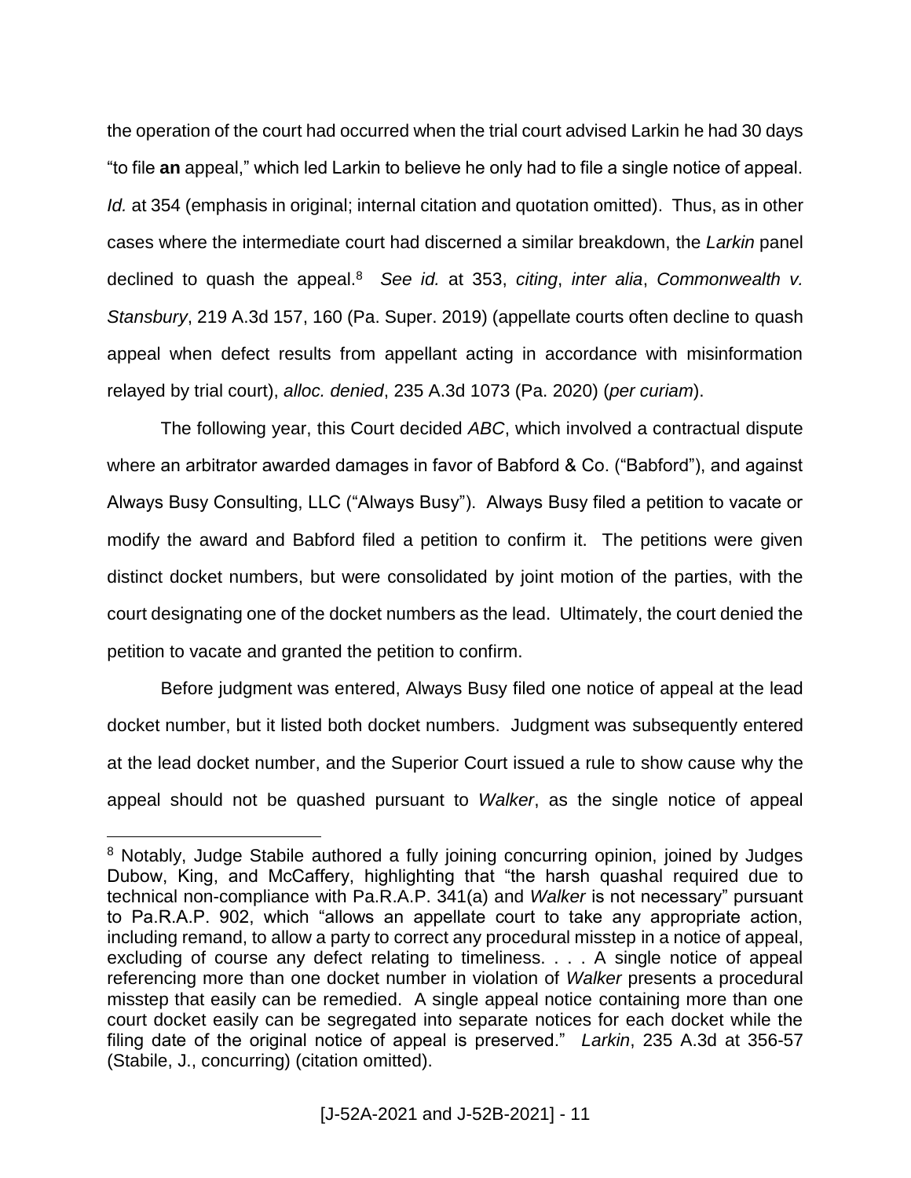the operation of the court had occurred when the trial court advised Larkin he had 30 days "to file **an** appeal," which led Larkin to believe he only had to file a single notice of appeal. *Id.* at 354 (emphasis in original; internal citation and quotation omitted). Thus, as in other cases where the intermediate court had discerned a similar breakdown, the *Larkin* panel declined to quash the appeal.[8] *See id.* at 353, *citing*, *inter alia*, *Commonwealth v. Stansbury*, 219 A.3d 157, 160 (Pa. Super. 2019) (appellate courts often decline to quash appeal when defect results from appellant acting in accordance with misinformation relayed by trial court), *alloc. denied*, 235 A.3d 1073 (Pa. 2020) (*per curiam*).

The following year, this Court decided *ABC*, which involved a contractual dispute where an arbitrator awarded damages in favor of Babford & Co. ("Babford"), and against Always Busy Consulting, LLC ("Always Busy"). Always Busy filed a petition to vacate or modify the award and Babford filed a petition to confirm it. The petitions were given distinct docket numbers, but were consolidated by joint motion of the parties, with the court designating one of the docket numbers as the lead. Ultimately, the court denied the petition to vacate and granted the petition to confirm.

Before judgment was entered, Always Busy filed one notice of appeal at the lead docket number, but it listed both docket numbers. Judgment was subsequently entered at the lead docket number, and the Superior Court issued a rule to show cause why the appeal should not be quashed pursuant to *Walker*, as the single notice of appeal

---

[8] Notably, Judge Stabile authored a fully joining concurring opinion, joined by Judges Dubow, King, and McCaffery, highlighting that "the harsh quashal required due to technical non-compliance with Pa.R.A.P. 341(a) and *Walker* is not necessary" pursuant to Pa.R.A.P. 902, which "allows an appellate court to take any appropriate action, including remand, to allow a party to correct any procedural misstep in a notice of appeal, excluding of course any defect relating to timeliness. . . . A single notice of appeal referencing more than one docket number in violation of *Walker* presents a procedural misstep that easily can be remedied. A single appeal notice containing more than one court docket easily can be segregated into separate notices for each docket while the filing date of the original notice of appeal is preserved." *Larkin*, 235 A.3d at 356-57 (Stabile, J., concurring) (citation omitted).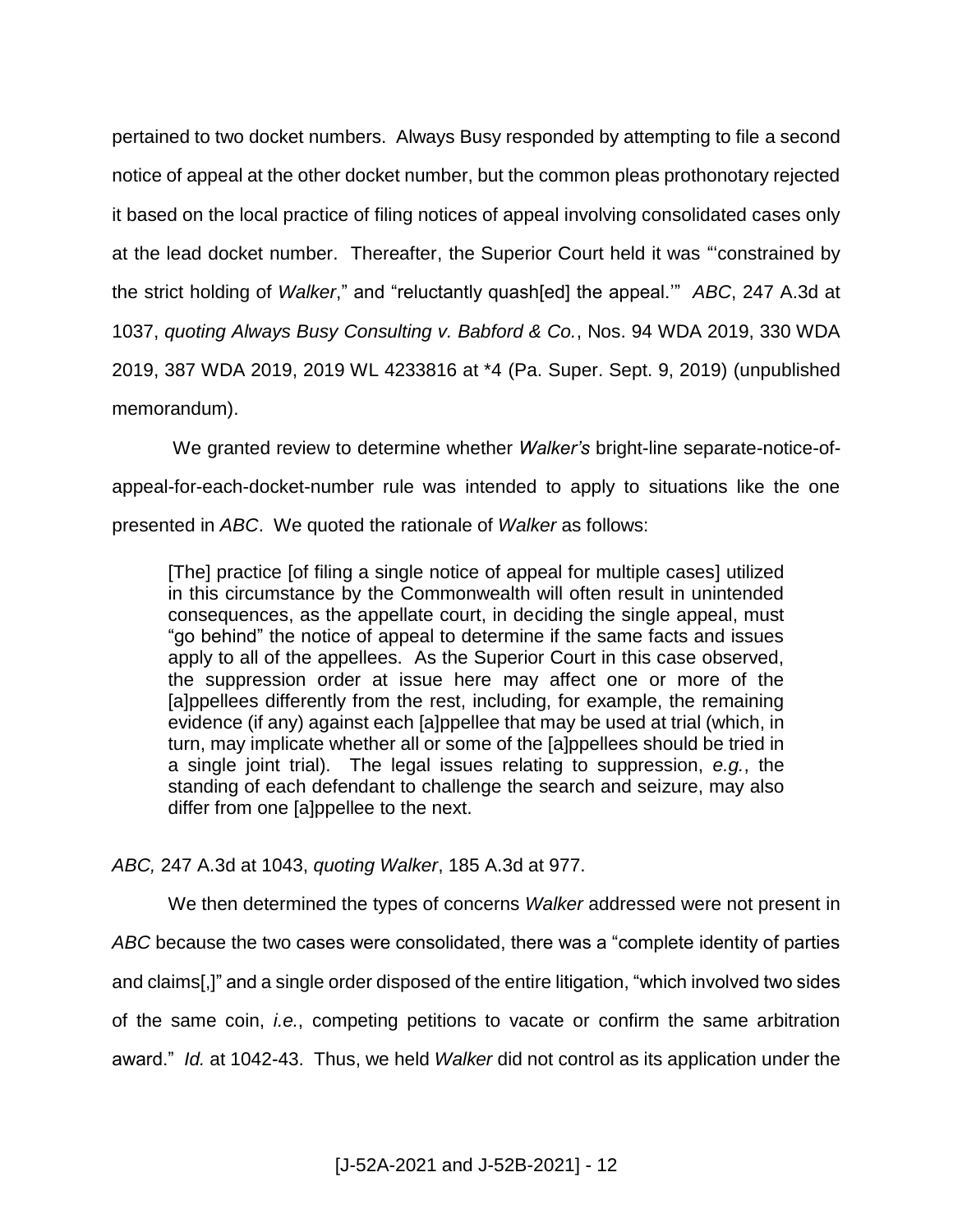pertained to two docket numbers. Always Busy responded by attempting to file a second notice of appeal at the other docket number, but the common pleas prothonotary rejected it based on the local practice of filing notices of appeal involving consolidated cases only at the lead docket number. Thereafter, the Superior Court held it was "'constrained by the strict holding of *Walker*," and "reluctantly quash[ed] the appeal.'" *ABC*, 247 A.3d at 1037, *quoting Always Busy Consulting v. Babford & Co.*, Nos. 94 WDA 2019, 330 WDA 2019, 387 WDA 2019, 2019 WL 4233816 at *4 (Pa. Super. Sept. 9, 2019) (unpublished memorandum).

We granted review to determine whether *Walker's* bright-line separate-notice-of-appeal-for-each-docket-number rule was intended to apply to situations like the one presented in *ABC*. We quoted the rationale of *Walker* as follows:

> [The] practice [of filing a single notice of appeal for multiple cases] utilized in this circumstance by the Commonwealth will often result in unintended consequences, as the appellate court, in deciding the single appeal, must "go behind" the notice of appeal to determine if the same facts and issues apply to all of the appellees. As the Superior Court in this case observed, the suppression order at issue here may affect one or more of the [a]ppellees differently from the rest, including, for example, the remaining evidence (if any) against each [a]ppellee that may be used at trial (which, in turn, may implicate whether all or some of the [a]ppellees should be tried in a single joint trial). The legal issues relating to suppression, *e.g.*, the standing of each defendant to challenge the search and seizure, may also differ from one [a]ppellee to the next.

*ABC,* 247 A.3d at 1043, *quoting Walker*, 185 A.3d at 977.

We then determined the types of concerns *Walker* addressed were not present in *ABC* because the two cases were consolidated, there was a "complete identity of parties and claims[,]" and a single order disposed of the entire litigation, "which involved two sides of the same coin, *i.e.*, competing petitions to vacate or confirm the same arbitration award." *Id.* at 1042-43. Thus, we held *Walker* did not control as its application under the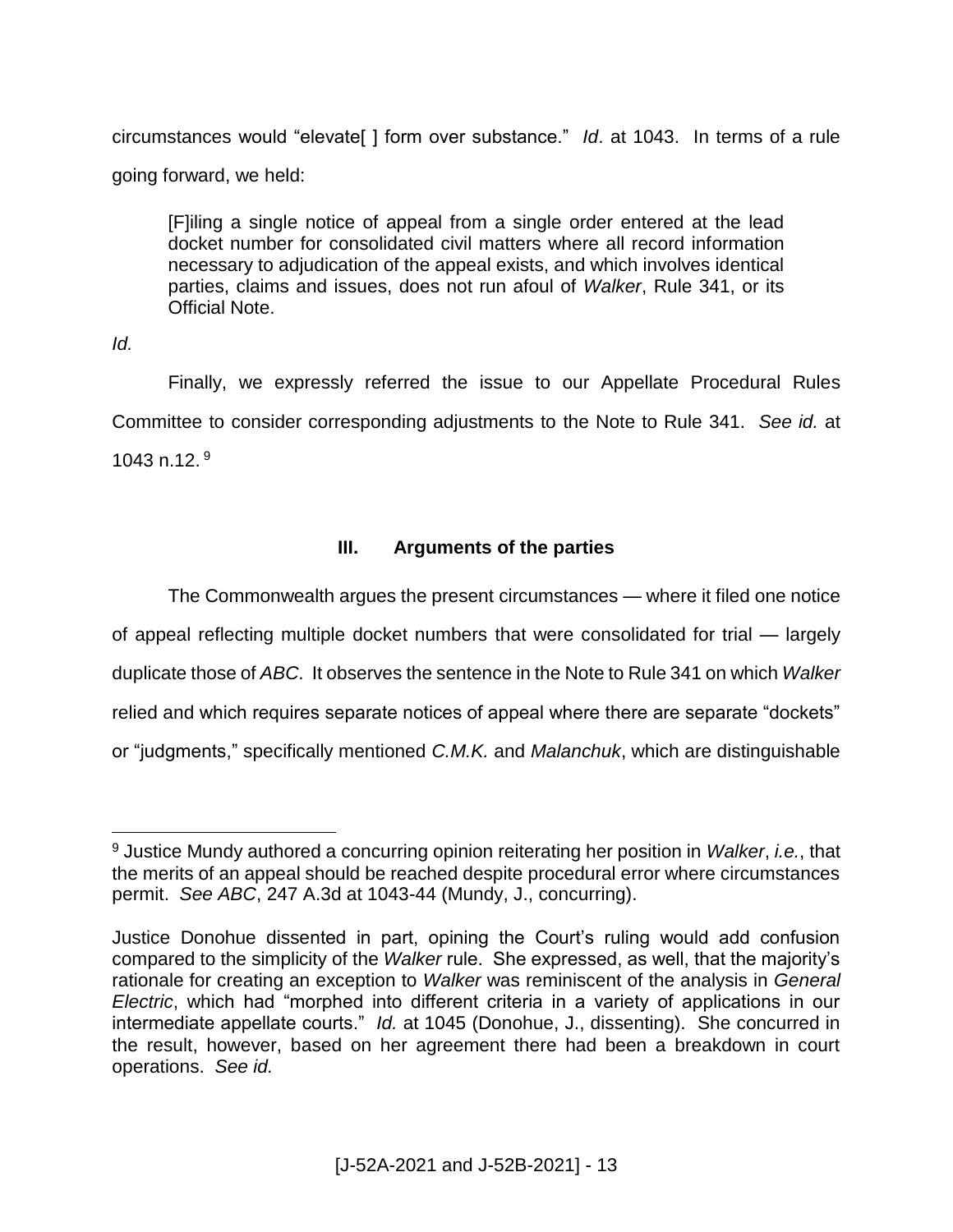circumstances would "elevate[ ] form over substance." *Id*. at 1043. In terms of a rule going forward, we held:

> [F]iling a single notice of appeal from a single order entered at the lead docket number for consolidated civil matters where all record information necessary to adjudication of the appeal exists, and which involves identical parties, claims and issues, does not run afoul of *Walker*, Rule 341, or its Official Note.

*Id.*

Finally, we expressly referred the issue to our Appellate Procedural Rules Committee to consider corresponding adjustments to the Note to Rule 341. *See id.* at 1043 n.12. [9]

### III. Arguments of the parties

The Commonwealth argues the present circumstances — where it filed one notice of appeal reflecting multiple docket numbers that were consolidated for trial — largely duplicate those of *ABC*. It observes the sentence in the Note to Rule 341 on which *Walker* relied and which requires separate notices of appeal where there are separate "dockets" or "judgments," specifically mentioned *C.M.K.* and *Malanchuk*, which are distinguishable

---

[9] Justice Mundy authored a concurring opinion reiterating her position in *Walker*, *i.e.*, that the merits of an appeal should be reached despite procedural error where circumstances permit. *See ABC*, 247 A.3d at 1043-44 (Mundy, J., concurring).

Justice Donohue dissented in part, opining the Court's ruling would add confusion compared to the simplicity of the *Walker* rule. She expressed, as well, that the majority's rationale for creating an exception to *Walker* was reminiscent of the analysis in *General Electric*, which had "morphed into different criteria in a variety of applications in our intermediate appellate courts." *Id.* at 1045 (Donohue, J., dissenting). She concurred in the result, however, based on her agreement there had been a breakdown in court operations. *See id.*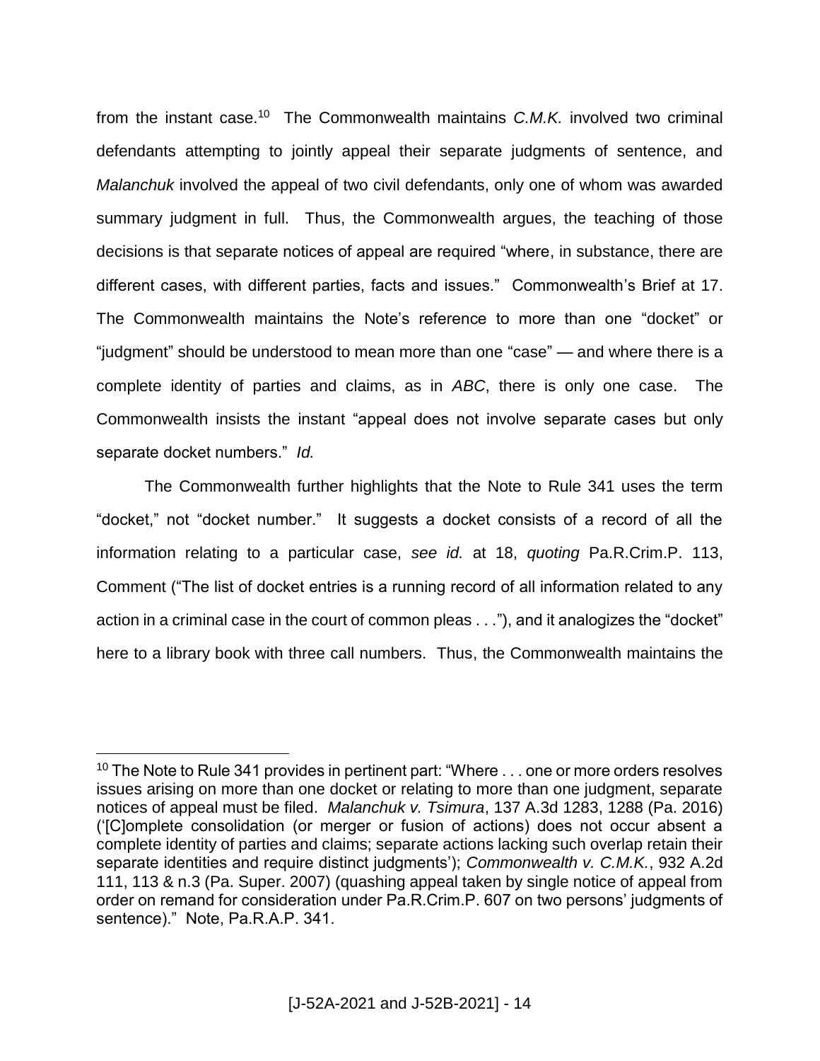from the instant case.[10] The Commonwealth maintains *C.M.K.* involved two criminal defendants attempting to jointly appeal their separate judgments of sentence, and *Malanchuk* involved the appeal of two civil defendants, only one of whom was awarded summary judgment in full. Thus, the Commonwealth argues, the teaching of those decisions is that separate notices of appeal are required "where, in substance, there are different cases, with different parties, facts and issues." Commonwealth's Brief at 17. The Commonwealth maintains the Note's reference to more than one "docket" or "judgment" should be understood to mean more than one "case" — and where there is a complete identity of parties and claims, as in *ABC*, there is only one case. The Commonwealth insists the instant "appeal does not involve separate cases but only separate docket numbers." *Id.*

The Commonwealth further highlights that the Note to Rule 341 uses the term "docket," not "docket number." It suggests a docket consists of a record of all the information relating to a particular case, *see id.* at 18, *quoting* Pa.R.Crim.P. 113, Comment ("The list of docket entries is a running record of all information related to any action in a criminal case in the court of common pleas . . ."), and it analogizes the "docket" here to a library book with three call numbers. Thus, the Commonwealth maintains the

---

[10] The Note to Rule 341 provides in pertinent part: "Where . . . one or more orders resolves issues arising on more than one docket or relating to more than one judgment, separate notices of appeal must be filed. *Malanchuk v. Tsimura*, 137 A.3d 1283, 1288 (Pa. 2016) ('[C]omplete consolidation (or merger or fusion of actions) does not occur absent a complete identity of parties and claims; separate actions lacking such overlap retain their separate identities and require distinct judgments'); *Commonwealth v. C.M.K.*, 932 A.2d 111, 113 & n.3 (Pa. Super. 2007) (quashing appeal taken by single notice of appeal from order on remand for consideration under Pa.R.Crim.P. 607 on two persons' judgments of sentence)." Note, Pa.R.A.P. 341.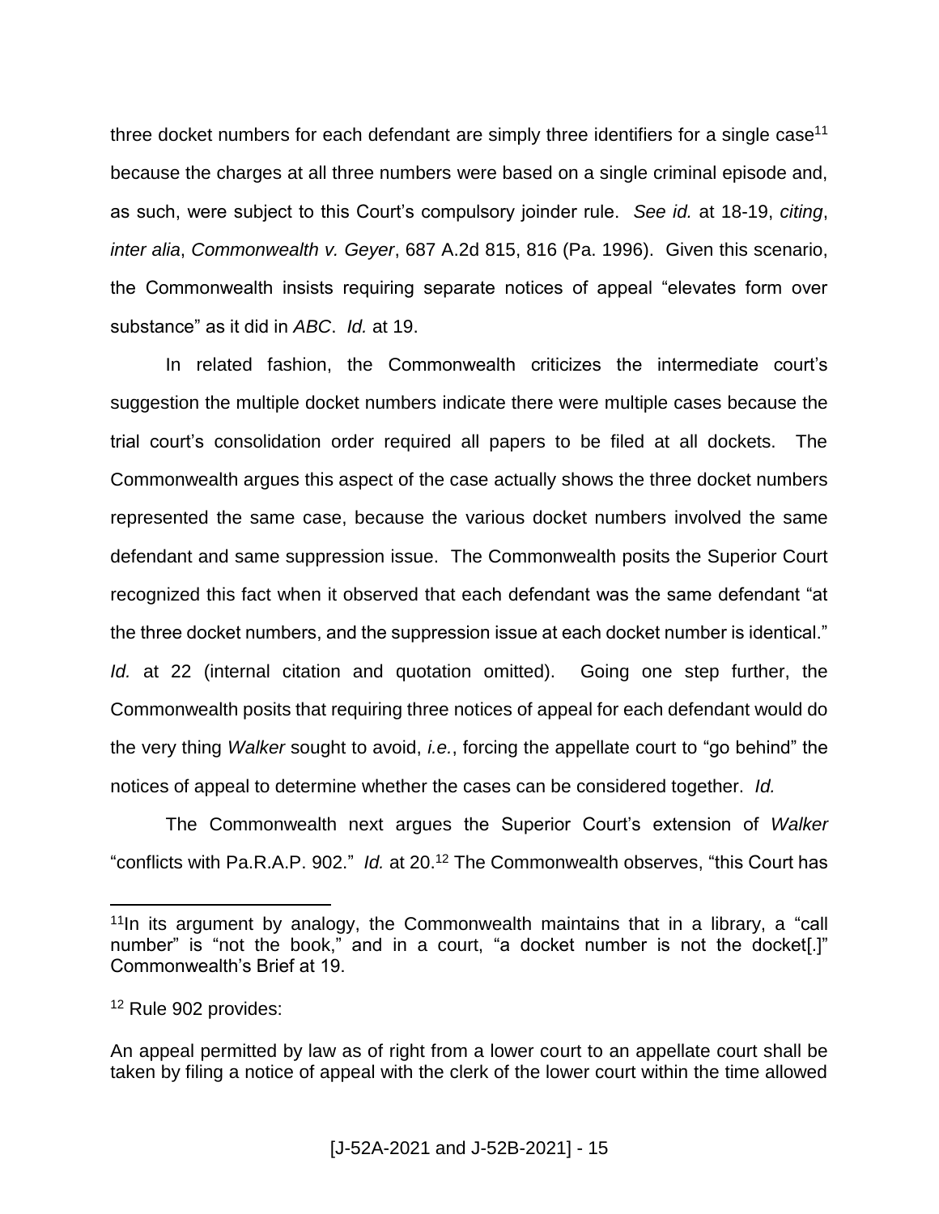three docket numbers for each defendant are simply three identifiers for a single case[11] because the charges at all three numbers were based on a single criminal episode and, as such, were subject to this Court's compulsory joinder rule. *See id.* at 18-19, *citing*, *inter alia*, *Commonwealth v. Geyer*, 687 A.2d 815, 816 (Pa. 1996). Given this scenario, the Commonwealth insists requiring separate notices of appeal "elevates form over substance" as it did in *ABC*. *Id.* at 19.

In related fashion, the Commonwealth criticizes the intermediate court's suggestion the multiple docket numbers indicate there were multiple cases because the trial court's consolidation order required all papers to be filed at all dockets. The Commonwealth argues this aspect of the case actually shows the three docket numbers represented the same case, because the various docket numbers involved the same defendant and same suppression issue. The Commonwealth posits the Superior Court recognized this fact when it observed that each defendant was the same defendant "at the three docket numbers, and the suppression issue at each docket number is identical." *Id.* at 22 (internal citation and quotation omitted). Going one step further, the Commonwealth posits that requiring three notices of appeal for each defendant would do the very thing *Walker* sought to avoid, *i.e.*, forcing the appellate court to "go behind" the notices of appeal to determine whether the cases can be considered together. *Id.*

The Commonwealth next argues the Superior Court's extension of *Walker* "conflicts with Pa.R.A.P. 902." *Id.* at 20.[12] The Commonwealth observes, "this Court has

---

[11]In its argument by analogy, the Commonwealth maintains that in a library, a "call number" is "not the book," and in a court, "a docket number is not the docket[.]" Commonwealth's Brief at 19.

[12] Rule 902 provides:

An appeal permitted by law as of right from a lower court to an appellate court shall be taken by filing a notice of appeal with the clerk of the lower court within the time allowed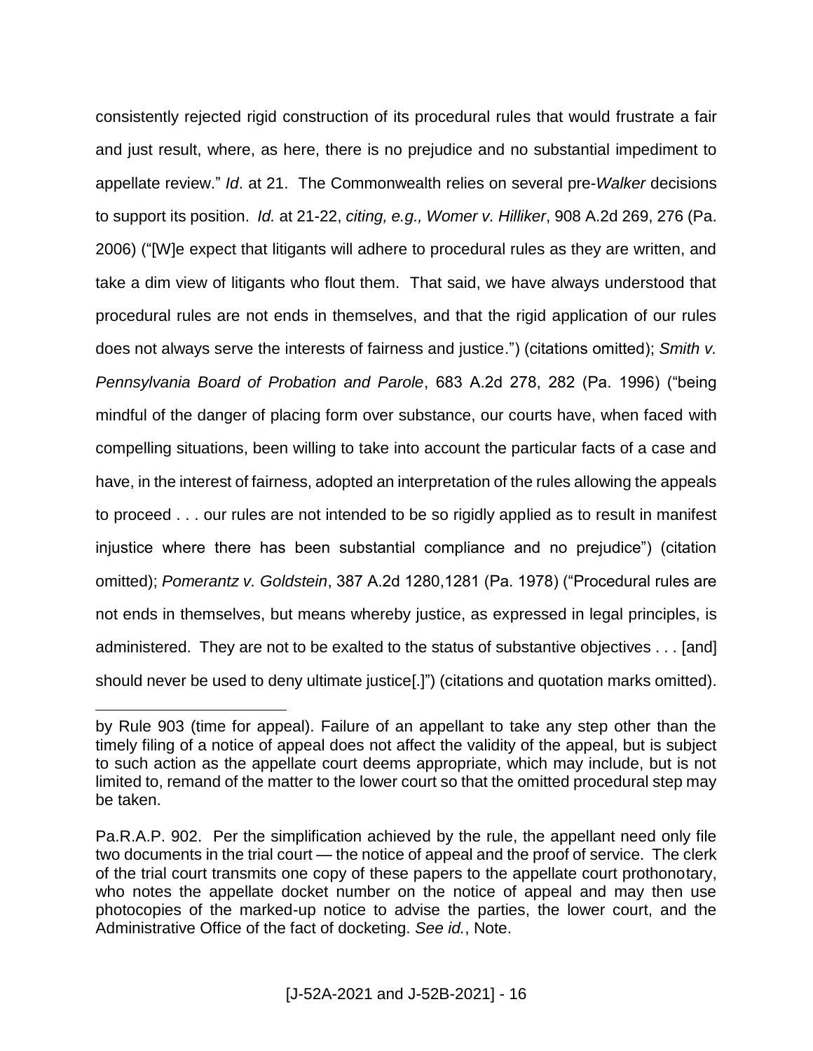consistently rejected rigid construction of its procedural rules that would frustrate a fair and just result, where, as here, there is no prejudice and no substantial impediment to appellate review." *Id*. at 21. The Commonwealth relies on several pre-*Walker* decisions to support its position. *Id.* at 21-22, *citing, e.g., Womer v. Hilliker*, 908 A.2d 269, 276 (Pa. 2006) ("[W]e expect that litigants will adhere to procedural rules as they are written, and take a dim view of litigants who flout them. That said, we have always understood that procedural rules are not ends in themselves, and that the rigid application of our rules does not always serve the interests of fairness and justice.") (citations omitted); *Smith v. Pennsylvania Board of Probation and Parole*, 683 A.2d 278, 282 (Pa. 1996) ("being mindful of the danger of placing form over substance, our courts have, when faced with compelling situations, been willing to take into account the particular facts of a case and have, in the interest of fairness, adopted an interpretation of the rules allowing the appeals to proceed . . . our rules are not intended to be so rigidly applied as to result in manifest injustice where there has been substantial compliance and no prejudice") (citation omitted); *Pomerantz v. Goldstein*, 387 A.2d 1280,1281 (Pa. 1978) ("Procedural rules are not ends in themselves, but means whereby justice, as expressed in legal principles, is administered. They are not to be exalted to the status of substantive objectives . . . [and] should never be used to deny ultimate justice[.]") (citations and quotation marks omitted).

---

by Rule 903 (time for appeal). Failure of an appellant to take any step other than the timely filing of a notice of appeal does not affect the validity of the appeal, but is subject to such action as the appellate court deems appropriate, which may include, but is not limited to, remand of the matter to the lower court so that the omitted procedural step may be taken.

Pa.R.A.P. 902. Per the simplification achieved by the rule, the appellant need only file two documents in the trial court — the notice of appeal and the proof of service. The clerk of the trial court transmits one copy of these papers to the appellate court prothonotary, who notes the appellate docket number on the notice of appeal and may then use photocopies of the marked-up notice to advise the parties, the lower court, and the Administrative Office of the fact of docketing. *See id.*, Note.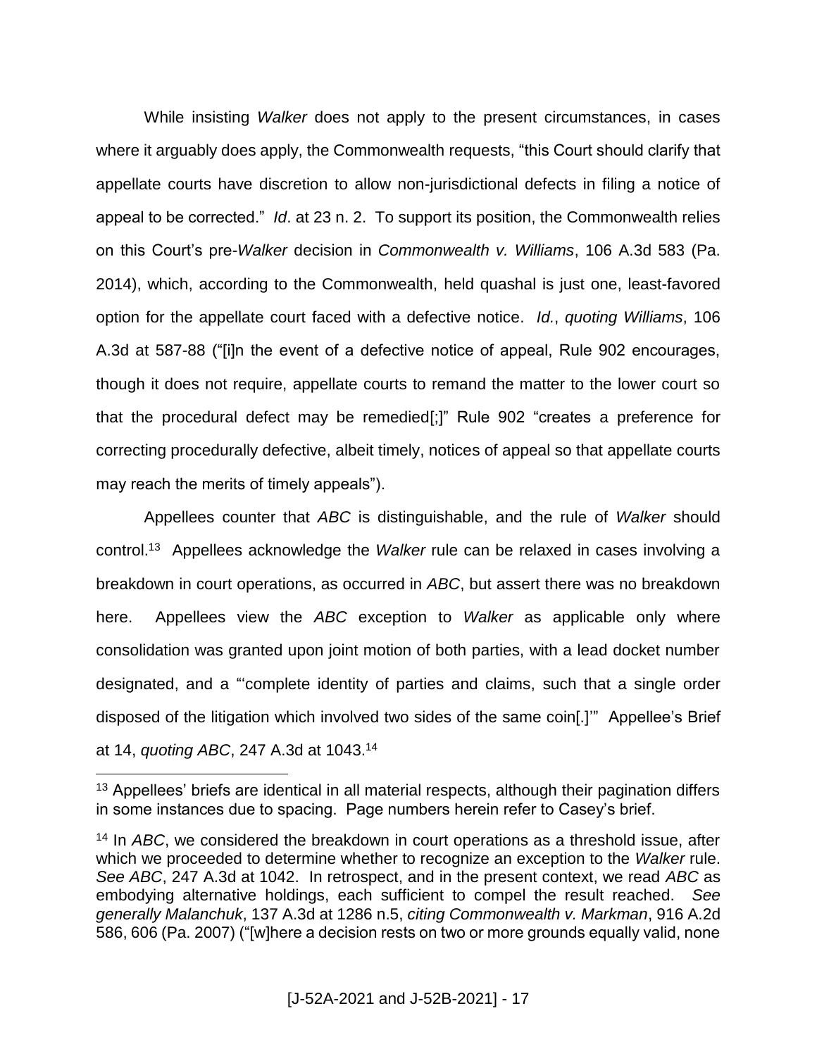While insisting *Walker* does not apply to the present circumstances, in cases where it arguably does apply, the Commonwealth requests, "this Court should clarify that appellate courts have discretion to allow non-jurisdictional defects in filing a notice of appeal to be corrected." *Id*. at 23 n. 2. To support its position, the Commonwealth relies on this Court's pre-*Walker* decision in *Commonwealth v. Williams*, 106 A.3d 583 (Pa. 2014), which, according to the Commonwealth, held quashal is just one, least-favored option for the appellate court faced with a defective notice. *Id.*, *quoting Williams*, 106 A.3d at 587-88 ("[i]n the event of a defective notice of appeal, Rule 902 encourages, though it does not require, appellate courts to remand the matter to the lower court so that the procedural defect may be remedied[;]" Rule 902 "creates a preference for correcting procedurally defective, albeit timely, notices of appeal so that appellate courts may reach the merits of timely appeals").

Appellees counter that *ABC* is distinguishable, and the rule of *Walker* should control.[13] Appellees acknowledge the *Walker* rule can be relaxed in cases involving a breakdown in court operations, as occurred in *ABC*, but assert there was no breakdown here. Appellees view the *ABC* exception to *Walker* as applicable only where consolidation was granted upon joint motion of both parties, with a lead docket number designated, and a "'complete identity of parties and claims, such that a single order disposed of the litigation which involved two sides of the same coin[.]'" Appellee's Brief at 14, *quoting ABC*, 247 A.3d at 1043.[14]

---

[13] Appellees' briefs are identical in all material respects, although their pagination differs in some instances due to spacing. Page numbers herein refer to Casey's brief.

[14] In *ABC*, we considered the breakdown in court operations as a threshold issue, after which we proceeded to determine whether to recognize an exception to the *Walker* rule. *See ABC*, 247 A.3d at 1042. In retrospect, and in the present context, we read *ABC* as embodying alternative holdings, each sufficient to compel the result reached. *See generally Malanchuk*, 137 A.3d at 1286 n.5, *citing Commonwealth v. Markman*, 916 A.2d 586, 606 (Pa. 2007) ("[w]here a decision rests on two or more grounds equally valid, none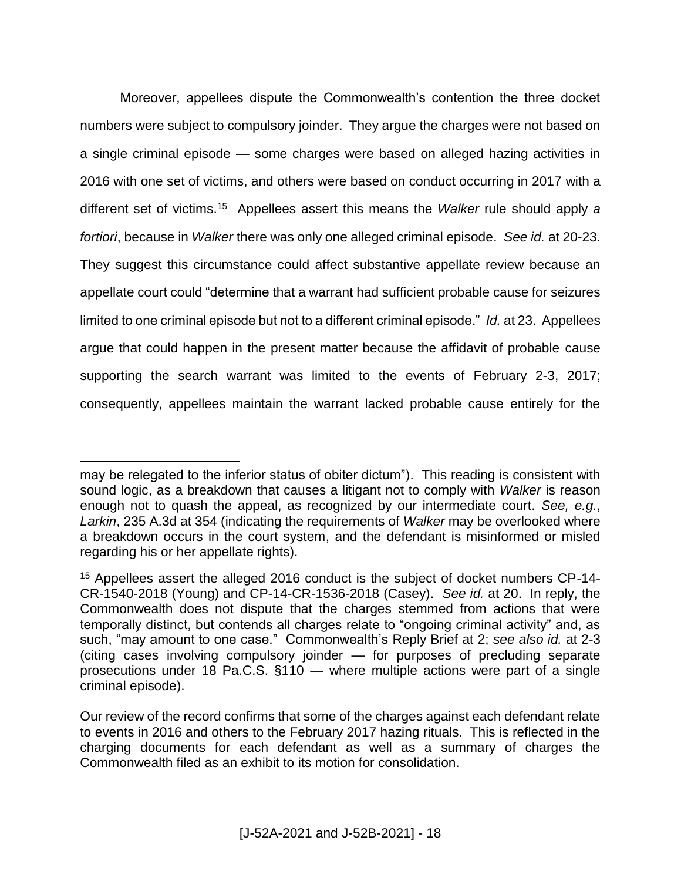Moreover, appellees dispute the Commonwealth's contention the three docket numbers were subject to compulsory joinder. They argue the charges were not based on a single criminal episode — some charges were based on alleged hazing activities in 2016 with one set of victims, and others were based on conduct occurring in 2017 with a different set of victims.[15] Appellees assert this means the *Walker* rule should apply *a fortiori*, because in *Walker* there was only one alleged criminal episode. *See id.* at 20-23. They suggest this circumstance could affect substantive appellate review because an appellate court could "determine that a warrant had sufficient probable cause for seizures limited to one criminal episode but not to a different criminal episode." *Id.* at 23. Appellees argue that could happen in the present matter because the affidavit of probable cause supporting the search warrant was limited to the events of February 2-3, 2017; consequently, appellees maintain the warrant lacked probable cause entirely for the

---

may be relegated to the inferior status of obiter dictum"). This reading is consistent with sound logic, as a breakdown that causes a litigant not to comply with *Walker* is reason enough not to quash the appeal, as recognized by our intermediate court. *See, e.g.*, *Larkin*, 235 A.3d at 354 (indicating the requirements of *Walker* may be overlooked where a breakdown occurs in the court system, and the defendant is misinformed or misled regarding his or her appellate rights).

[15] Appellees assert the alleged 2016 conduct is the subject of docket numbers CP-14-CR-1540-2018 (Young) and CP-14-CR-1536-2018 (Casey). *See id.* at 20. In reply, the Commonwealth does not dispute that the charges stemmed from actions that were temporally distinct, but contends all charges relate to "ongoing criminal activity" and, as such, "may amount to one case." Commonwealth's Reply Brief at 2; *see also id.* at 2-3 (citing cases involving compulsory joinder — for purposes of precluding separate prosecutions under 18 Pa.C.S. §110 — where multiple actions were part of a single criminal episode).

Our review of the record confirms that some of the charges against each defendant relate to events in 2016 and others to the February 2017 hazing rituals. This is reflected in the charging documents for each defendant as well as a summary of charges the Commonwealth filed as an exhibit to its motion for consolidation.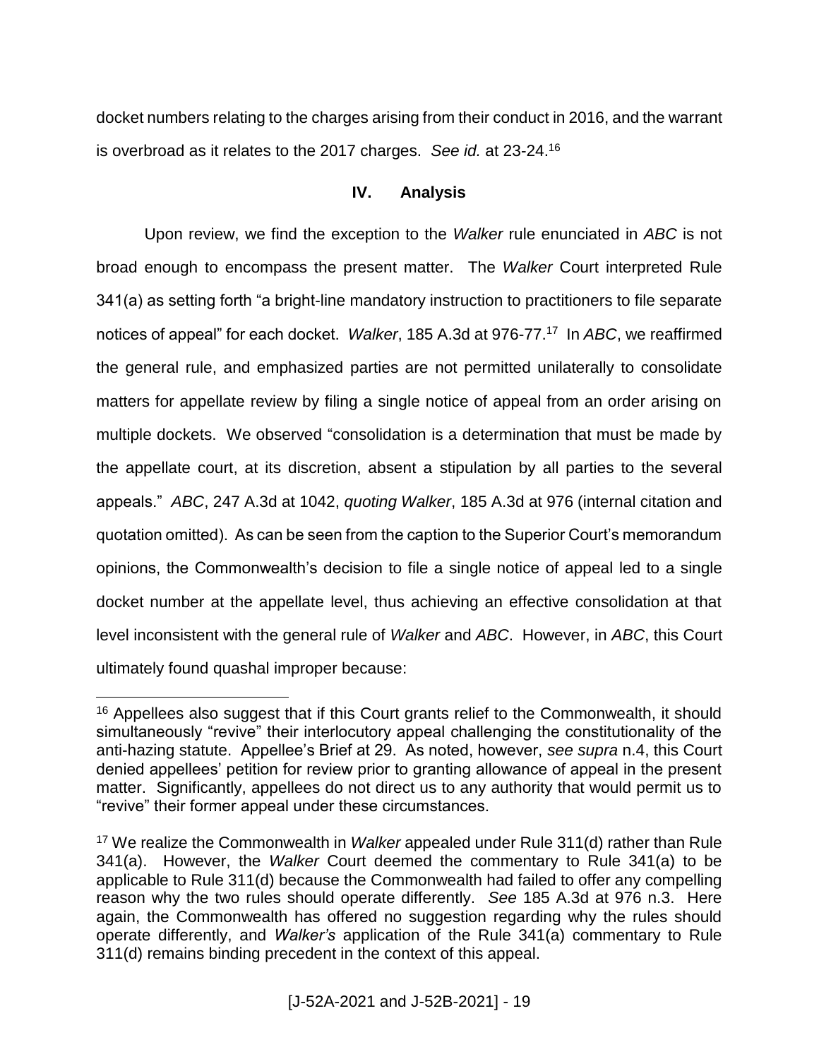docket numbers relating to the charges arising from their conduct in 2016, and the warrant is overbroad as it relates to the 2017 charges. *See id.* at 23-24.[16]

## IV. Analysis

Upon review, we find the exception to the *Walker* rule enunciated in *ABC* is not broad enough to encompass the present matter. The *Walker* Court interpreted Rule 341(a) as setting forth "a bright-line mandatory instruction to practitioners to file separate notices of appeal" for each docket. *Walker*, 185 A.3d at 976-77.[17] In *ABC*, we reaffirmed the general rule, and emphasized parties are not permitted unilaterally to consolidate matters for appellate review by filing a single notice of appeal from an order arising on multiple dockets. We observed "consolidation is a determination that must be made by the appellate court, at its discretion, absent a stipulation by all parties to the several appeals." *ABC*, 247 A.3d at 1042, *quoting Walker*, 185 A.3d at 976 (internal citation and quotation omitted). As can be seen from the caption to the Superior Court's memorandum opinions, the Commonwealth's decision to file a single notice of appeal led to a single docket number at the appellate level, thus achieving an effective consolidation at that level inconsistent with the general rule of *Walker* and *ABC*. However, in *ABC*, this Court ultimately found quashal improper because:

---

[16] Appellees also suggest that if this Court grants relief to the Commonwealth, it should simultaneously "revive" their interlocutory appeal challenging the constitutionality of the anti-hazing statute. Appellee's Brief at 29. As noted, however, *see supra* n.4, this Court denied appellees' petition for review prior to granting allowance of appeal in the present matter. Significantly, appellees do not direct us to any authority that would permit us to "revive" their former appeal under these circumstances.

[17] We realize the Commonwealth in *Walker* appealed under Rule 311(d) rather than Rule 341(a). However, the *Walker* Court deemed the commentary to Rule 341(a) to be applicable to Rule 311(d) because the Commonwealth had failed to offer any compelling reason why the two rules should operate differently. *See* 185 A.3d at 976 n.3. Here again, the Commonwealth has offered no suggestion regarding why the rules should operate differently, and *Walker's* application of the Rule 341(a) commentary to Rule 311(d) remains binding precedent in the context of this appeal.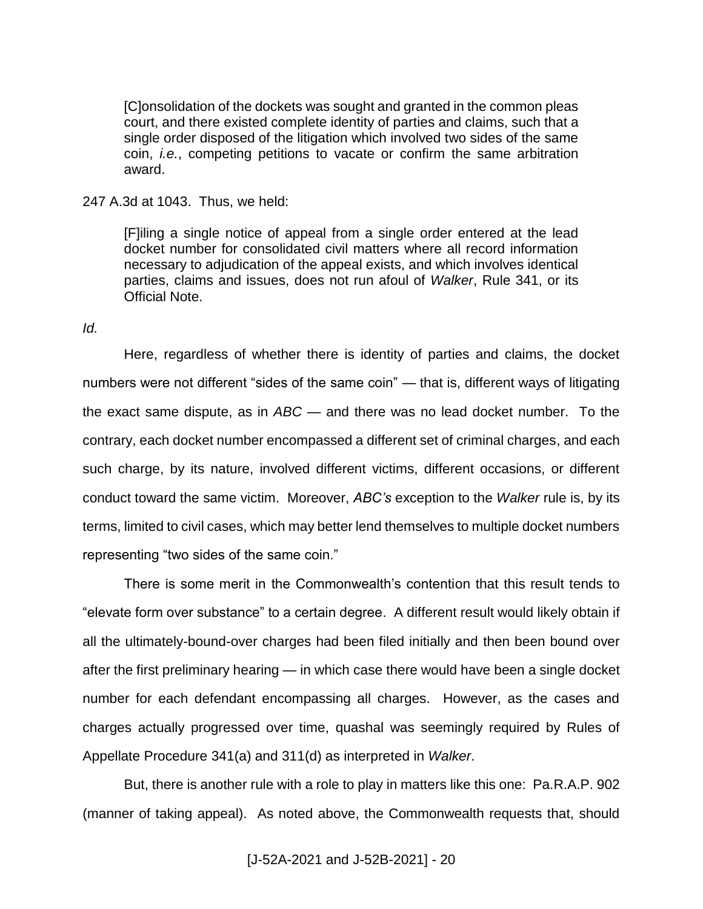> [C]onsolidation of the dockets was sought and granted in the common pleas court, and there existed complete identity of parties and claims, such that a single order disposed of the litigation which involved two sides of the same coin, *i.e.*, competing petitions to vacate or confirm the same arbitration award.

247 A.3d at 1043. Thus, we held:

> [F]iling a single notice of appeal from a single order entered at the lead docket number for consolidated civil matters where all record information necessary to adjudication of the appeal exists, and which involves identical parties, claims and issues, does not run afoul of *Walker*, Rule 341, or its Official Note.

*Id.*

Here, regardless of whether there is identity of parties and claims, the docket numbers were not different "sides of the same coin" — that is, different ways of litigating the exact same dispute, as in *ABC* — and there was no lead docket number. To the contrary, each docket number encompassed a different set of criminal charges, and each such charge, by its nature, involved different victims, different occasions, or different conduct toward the same victim. Moreover, *ABC's* exception to the *Walker* rule is, by its terms, limited to civil cases, which may better lend themselves to multiple docket numbers representing "two sides of the same coin."

There is some merit in the Commonwealth's contention that this result tends to "elevate form over substance" to a certain degree. A different result would likely obtain if all the ultimately-bound-over charges had been filed initially and then been bound over after the first preliminary hearing — in which case there would have been a single docket number for each defendant encompassing all charges. However, as the cases and charges actually progressed over time, quashal was seemingly required by Rules of Appellate Procedure 341(a) and 311(d) as interpreted in *Walker*.

But, there is another rule with a role to play in matters like this one: Pa.R.A.P. 902 (manner of taking appeal). As noted above, the Commonwealth requests that, should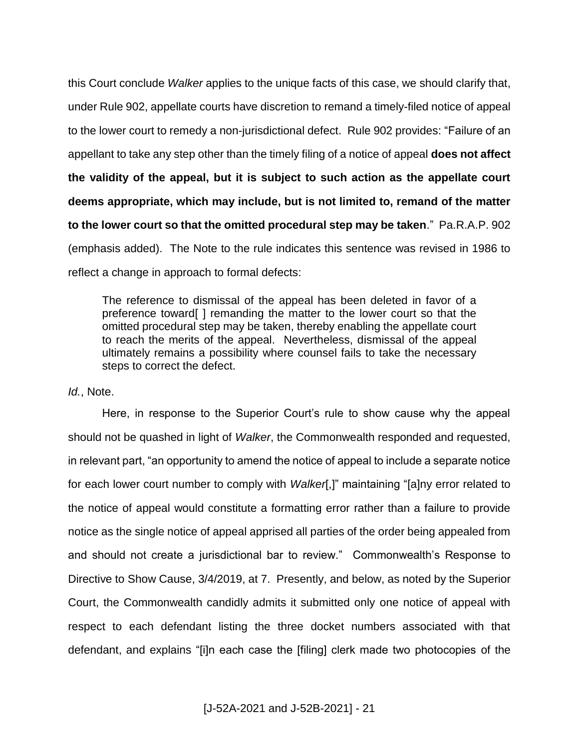this Court conclude *Walker* applies to the unique facts of this case, we should clarify that, under Rule 902, appellate courts have discretion to remand a timely-filed notice of appeal to the lower court to remedy a non-jurisdictional defect. Rule 902 provides: "Failure of an appellant to take any step other than the timely filing of a notice of appeal **does not affect the validity of the appeal, but it is subject to such action as the appellate court deems appropriate, which may include, but is not limited to, remand of the matter to the lower court so that the omitted procedural step may be taken**." Pa.R.A.P. 902 (emphasis added). The Note to the rule indicates this sentence was revised in 1986 to reflect a change in approach to formal defects:

> The reference to dismissal of the appeal has been deleted in favor of a preference toward[ ] remanding the matter to the lower court so that the omitted procedural step may be taken, thereby enabling the appellate court to reach the merits of the appeal. Nevertheless, dismissal of the appeal ultimately remains a possibility where counsel fails to take the necessary steps to correct the defect.

*Id.*, Note.

Here, in response to the Superior Court's rule to show cause why the appeal should not be quashed in light of *Walker*, the Commonwealth responded and requested, in relevant part, "an opportunity to amend the notice of appeal to include a separate notice for each lower court number to comply with *Walker*[,]" maintaining "[a]ny error related to the notice of appeal would constitute a formatting error rather than a failure to provide notice as the single notice of appeal apprised all parties of the order being appealed from and should not create a jurisdictional bar to review." Commonwealth's Response to Directive to Show Cause, 3/4/2019, at 7. Presently, and below, as noted by the Superior Court, the Commonwealth candidly admits it submitted only one notice of appeal with respect to each defendant listing the three docket numbers associated with that defendant, and explains "[i]n each case the [filing] clerk made two photocopies of the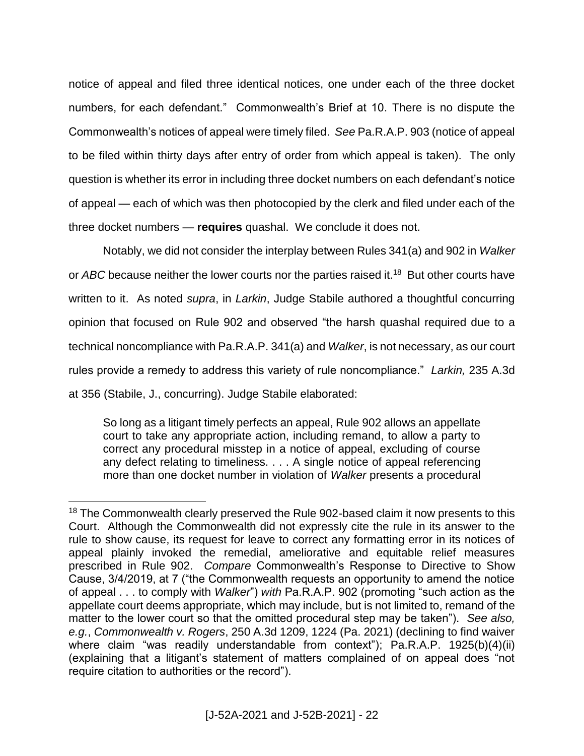notice of appeal and filed three identical notices, one under each of the three docket numbers, for each defendant." Commonwealth's Brief at 10. There is no dispute the Commonwealth's notices of appeal were timely filed. *See* Pa.R.A.P. 903 (notice of appeal to be filed within thirty days after entry of order from which appeal is taken). The only question is whether its error in including three docket numbers on each defendant's notice of appeal — each of which was then photocopied by the clerk and filed under each of the three docket numbers — **requires** quashal. We conclude it does not.

Notably, we did not consider the interplay between Rules 341(a) and 902 in *Walker* or *ABC* because neither the lower courts nor the parties raised it.[18] But other courts have written to it. As noted *supra*, in *Larkin*, Judge Stabile authored a thoughtful concurring opinion that focused on Rule 902 and observed "the harsh quashal required due to a technical noncompliance with Pa.R.A.P. 341(a) and *Walker*, is not necessary, as our court rules provide a remedy to address this variety of rule noncompliance." *Larkin,* 235 A.3d at 356 (Stabile, J., concurring). Judge Stabile elaborated:

> So long as a litigant timely perfects an appeal, Rule 902 allows an appellate court to take any appropriate action, including remand, to allow a party to correct any procedural misstep in a notice of appeal, excluding of course any defect relating to timeliness. . . . A single notice of appeal referencing more than one docket number in violation of *Walker* presents a procedural

[18] The Commonwealth clearly preserved the Rule 902-based claim it now presents to this Court. Although the Commonwealth did not expressly cite the rule in its answer to the rule to show cause, its request for leave to correct any formatting error in its notices of appeal plainly invoked the remedial, ameliorative and equitable relief measures prescribed in Rule 902. *Compare* Commonwealth's Response to Directive to Show Cause, 3/4/2019, at 7 ("the Commonwealth requests an opportunity to amend the notice of appeal . . . to comply with *Walker*") *with* Pa.R.A.P. 902 (promoting "such action as the appellate court deems appropriate, which may include, but is not limited to, remand of the matter to the lower court so that the omitted procedural step may be taken"). *See also, e.g.*, *Commonwealth v. Rogers*, 250 A.3d 1209, 1224 (Pa. 2021) (declining to find waiver where claim "was readily understandable from context"); Pa.R.A.P. 1925(b)(4)(ii) (explaining that a litigant's statement of matters complained of on appeal does "not require citation to authorities or the record").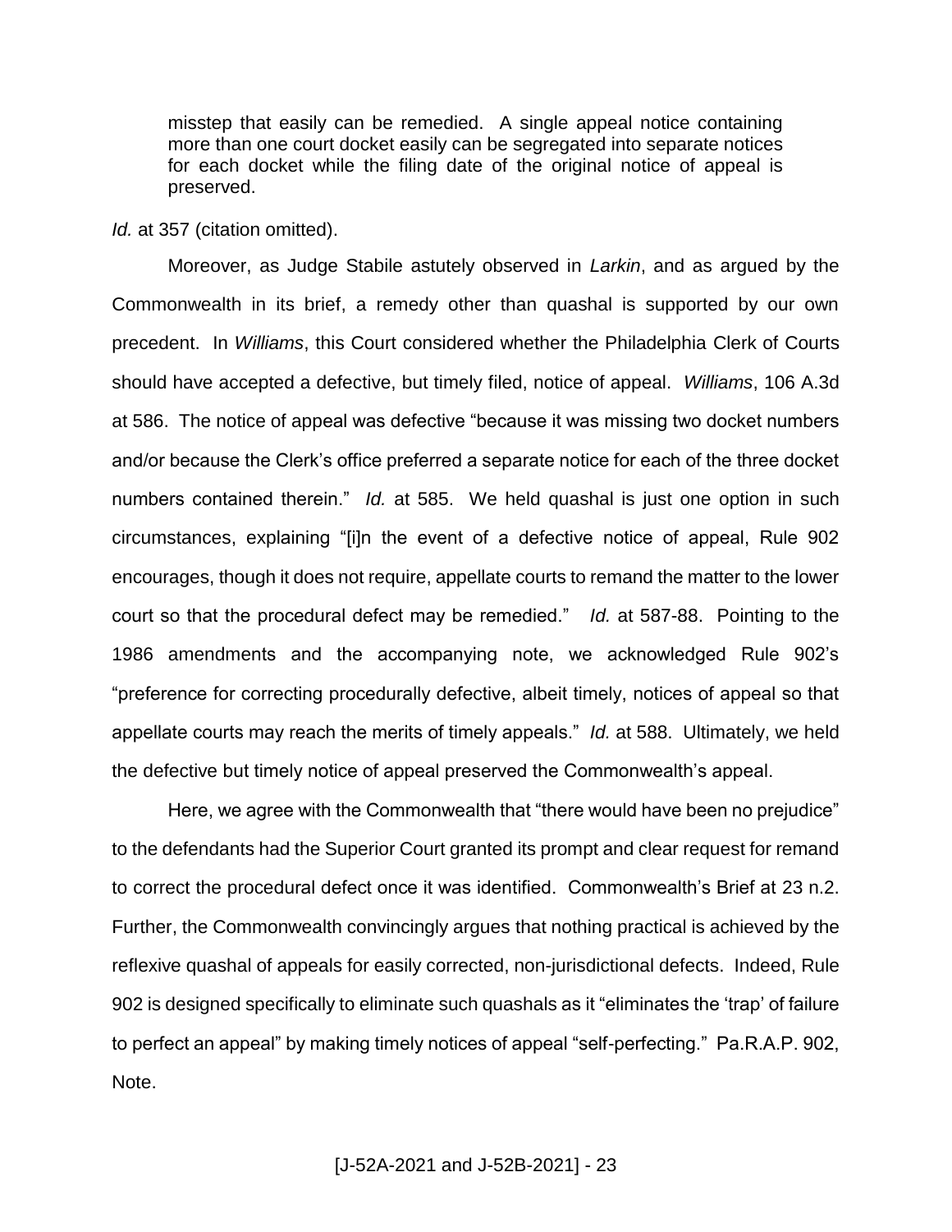> misstep that easily can be remedied. A single appeal notice containing more than one court docket easily can be segregated into separate notices for each docket while the filing date of the original notice of appeal is preserved.

*Id.* at 357 (citation omitted).

Moreover, as Judge Stabile astutely observed in *Larkin*, and as argued by the Commonwealth in its brief, a remedy other than quashal is supported by our own precedent. In *Williams*, this Court considered whether the Philadelphia Clerk of Courts should have accepted a defective, but timely filed, notice of appeal. *Williams*, 106 A.3d at 586. The notice of appeal was defective "because it was missing two docket numbers and/or because the Clerk's office preferred a separate notice for each of the three docket numbers contained therein." *Id.* at 585. We held quashal is just one option in such circumstances, explaining "[i]n the event of a defective notice of appeal, Rule 902 encourages, though it does not require, appellate courts to remand the matter to the lower court so that the procedural defect may be remedied." *Id.* at 587-88. Pointing to the 1986 amendments and the accompanying note, we acknowledged Rule 902's "preference for correcting procedurally defective, albeit timely, notices of appeal so that appellate courts may reach the merits of timely appeals." *Id.* at 588. Ultimately, we held the defective but timely notice of appeal preserved the Commonwealth's appeal.

Here, we agree with the Commonwealth that "there would have been no prejudice" to the defendants had the Superior Court granted its prompt and clear request for remand to correct the procedural defect once it was identified. Commonwealth's Brief at 23 n.2. Further, the Commonwealth convincingly argues that nothing practical is achieved by the reflexive quashal of appeals for easily corrected, non-jurisdictional defects. Indeed, Rule 902 is designed specifically to eliminate such quashals as it "eliminates the 'trap' of failure to perfect an appeal" by making timely notices of appeal "self-perfecting." Pa.R.A.P. 902, Note.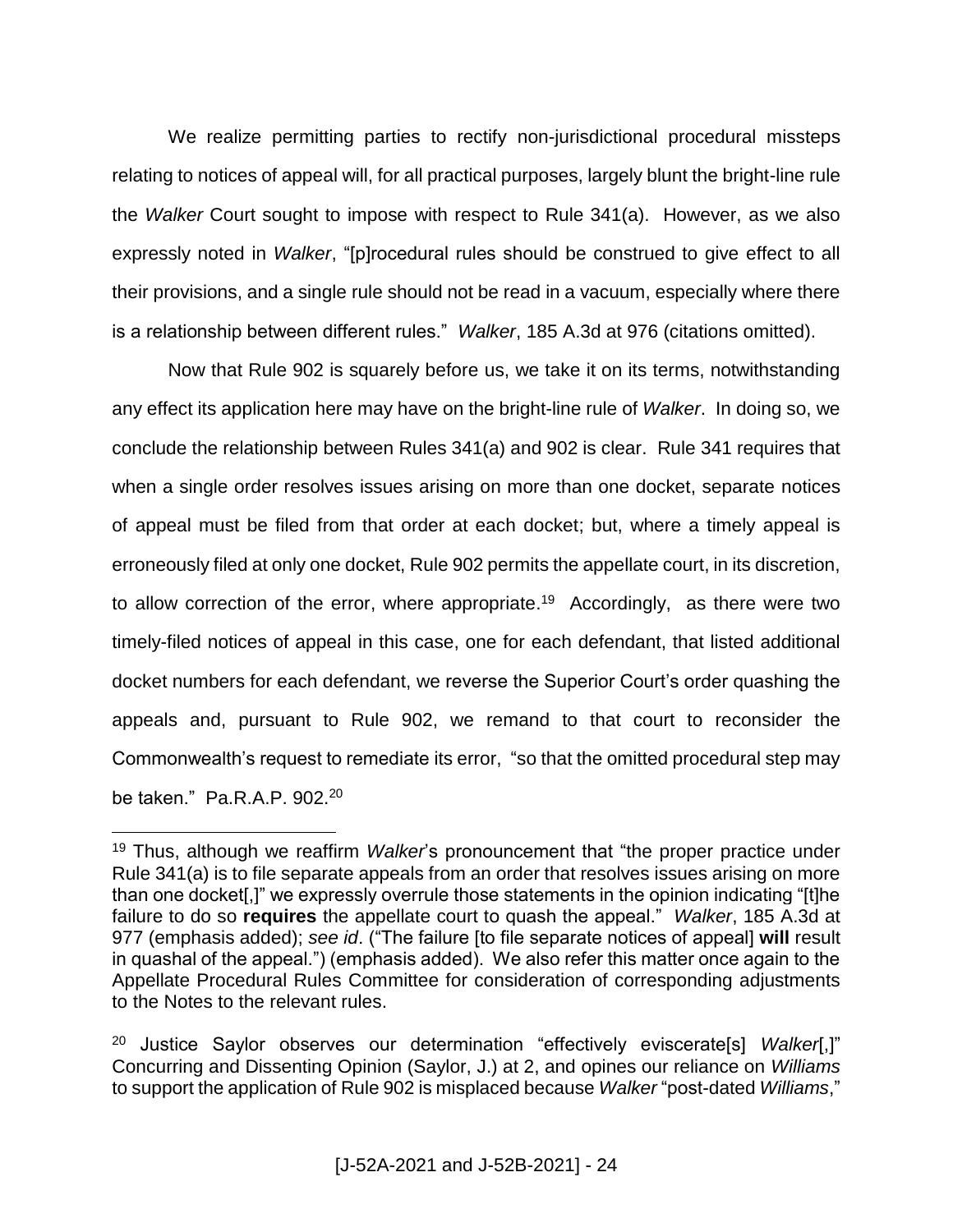We realize permitting parties to rectify non-jurisdictional procedural missteps relating to notices of appeal will, for all practical purposes, largely blunt the bright-line rule the *Walker* Court sought to impose with respect to Rule 341(a). However, as we also expressly noted in *Walker*, "[p]rocedural rules should be construed to give effect to all their provisions, and a single rule should not be read in a vacuum, especially where there is a relationship between different rules." *Walker*, 185 A.3d at 976 (citations omitted).

Now that Rule 902 is squarely before us, we take it on its terms, notwithstanding any effect its application here may have on the bright-line rule of *Walker*. In doing so, we conclude the relationship between Rules 341(a) and 902 is clear. Rule 341 requires that when a single order resolves issues arising on more than one docket, separate notices of appeal must be filed from that order at each docket; but, where a timely appeal is erroneously filed at only one docket, Rule 902 permits the appellate court, in its discretion, to allow correction of the error, where appropriate.[19] Accordingly, as there were two timely-filed notices of appeal in this case, one for each defendant, that listed additional docket numbers for each defendant, we reverse the Superior Court's order quashing the appeals and, pursuant to Rule 902, we remand to that court to reconsider the Commonwealth's request to remediate its error, "so that the omitted procedural step may be taken." Pa.R.A.P. 902.[20]

[19] Thus, although we reaffirm *Walker*'s pronouncement that "the proper practice under Rule 341(a) is to file separate appeals from an order that resolves issues arising on more than one docket[,]" we expressly overrule those statements in the opinion indicating "[t]he failure to do so **requires** the appellate court to quash the appeal." *Walker*, 185 A.3d at 977 (emphasis added); *see id*. ("The failure [to file separate notices of appeal] **will** result in quashal of the appeal.") (emphasis added). We also refer this matter once again to the Appellate Procedural Rules Committee for consideration of corresponding adjustments to the Notes to the relevant rules.

[20] Justice Saylor observes our determination "effectively eviscerate[s] *Walker*[,]" Concurring and Dissenting Opinion (Saylor, J.) at 2, and opines our reliance on *Williams* to support the application of Rule 902 is misplaced because *Walker* "post-dated *Williams*,"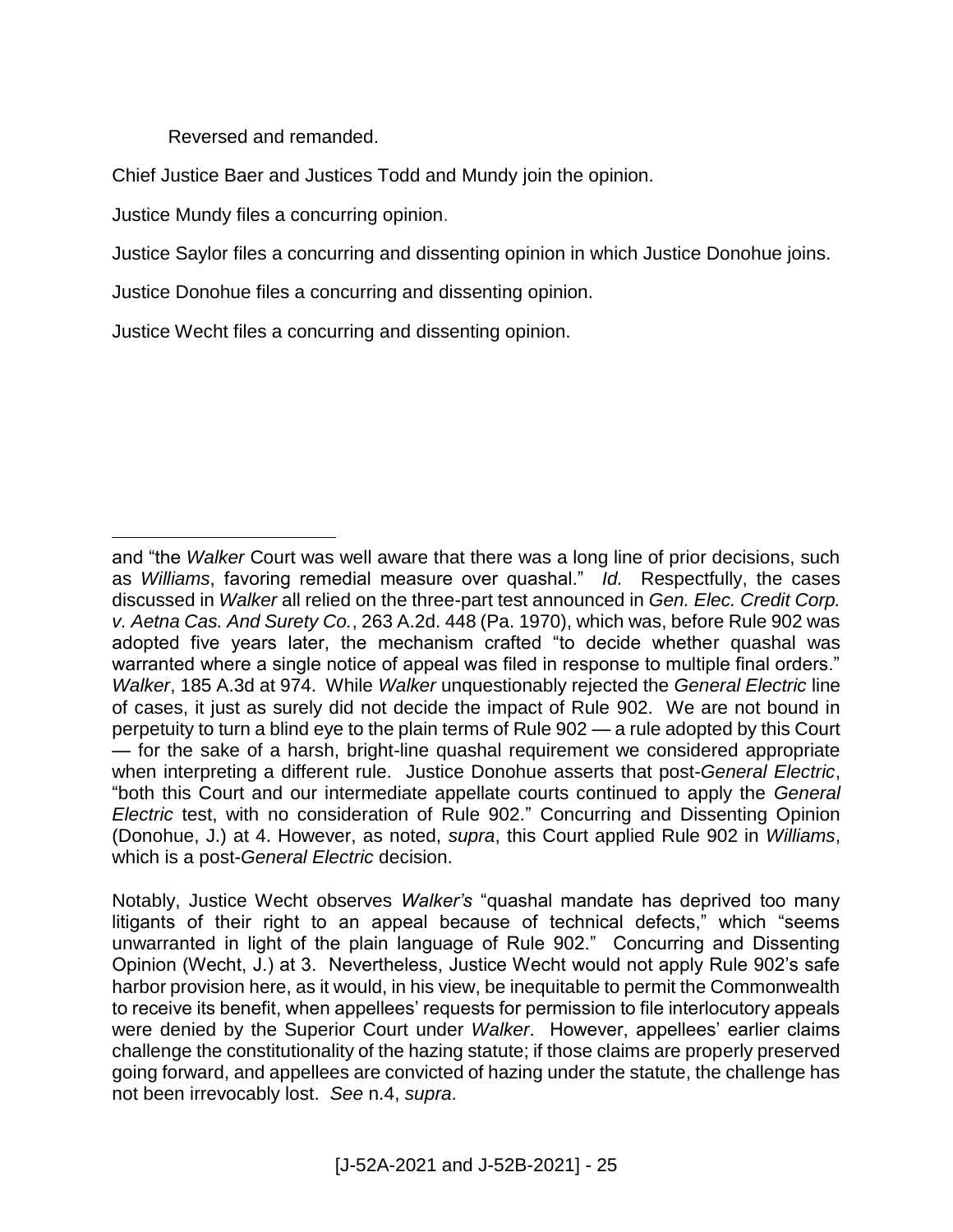Reversed and remanded.

Chief Justice Baer and Justices Todd and Mundy join the opinion.

Justice Mundy files a concurring opinion.

Justice Saylor files a concurring and dissenting opinion in which Justice Donohue joins.

Justice Donohue files a concurring and dissenting opinion.

Justice Wecht files a concurring and dissenting opinion.

---

and "the *Walker* Court was well aware that there was a long line of prior decisions, such as *Williams*, favoring remedial measure over quashal." *Id.* Respectfully, the cases discussed in *Walker* all relied on the three-part test announced in *Gen. Elec. Credit Corp. v. Aetna Cas. And Surety Co.*, 263 A.2d. 448 (Pa. 1970), which was, before Rule 902 was adopted five years later, the mechanism crafted "to decide whether quashal was warranted where a single notice of appeal was filed in response to multiple final orders." *Walker*, 185 A.3d at 974. While *Walker* unquestionably rejected the *General Electric* line of cases, it just as surely did not decide the impact of Rule 902. We are not bound in perpetuity to turn a blind eye to the plain terms of Rule 902 — a rule adopted by this Court — for the sake of a harsh, bright-line quashal requirement we considered appropriate when interpreting a different rule. Justice Donohue asserts that post-*General Electric*, "both this Court and our intermediate appellate courts continued to apply the *General Electric* test, with no consideration of Rule 902." Concurring and Dissenting Opinion (Donohue, J.) at 4. However, as noted, *supra*, this Court applied Rule 902 in *Williams*, which is a post-*General Electric* decision.

Notably, Justice Wecht observes *Walker's* "quashal mandate has deprived too many litigants of their right to an appeal because of technical defects," which "seems unwarranted in light of the plain language of Rule 902." Concurring and Dissenting Opinion (Wecht, J.) at 3. Nevertheless, Justice Wecht would not apply Rule 902's safe harbor provision here, as it would, in his view, be inequitable to permit the Commonwealth to receive its benefit, when appellees' requests for permission to file interlocutory appeals were denied by the Superior Court under *Walker*. However, appellees' earlier claims challenge the constitutionality of the hazing statute; if those claims are properly preserved going forward, and appellees are convicted of hazing under the statute, the challenge has not been irrevocably lost. *See* n.4, *supra*.